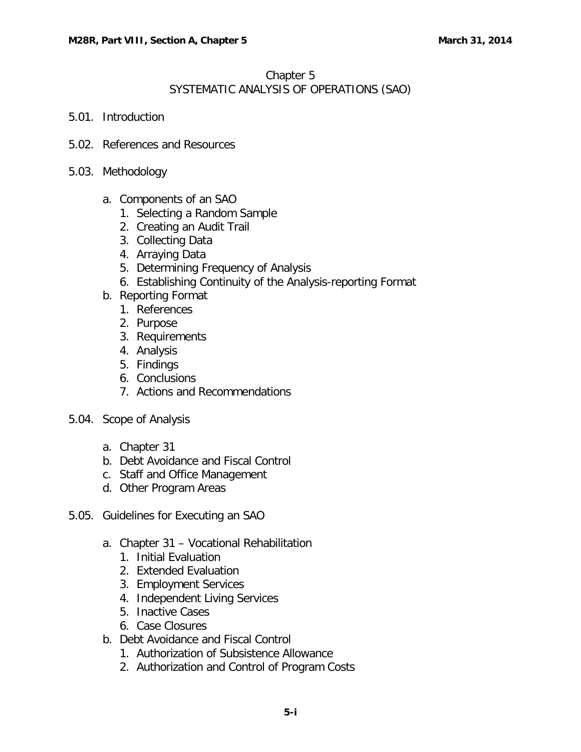# Chapter 5
## SYSTEMATIC ANALYSIS OF OPERATIONS (SAO)

5.01. Introduction

5.02. References and Resources

5.03. Methodology

- a. Components of an SAO
    1. Selecting a Random Sample
    2. Creating an Audit Trail
    3. Collecting Data
    4. Arraying Data
    5. Determining Frequency of Analysis
    6. Establishing Continuity of the Analysis-reporting Format
- b. Reporting Format
    1. References
    2. Purpose
    3. Requirements
    4. Analysis
    5. Findings
    6. Conclusions
    7. Actions and Recommendations

5.04. Scope of Analysis

- a. Chapter 31
- b. Debt Avoidance and Fiscal Control
- c. Staff and Office Management
- d. Other Program Areas

5.05. Guidelines for Executing an SAO

- a. Chapter 31 – Vocational Rehabilitation
    1. Initial Evaluation
    2. Extended Evaluation
    3. Employment Services
    4. Independent Living Services
    5. Inactive Cases
    6. Case Closures
- b. Debt Avoidance and Fiscal Control
    1. Authorization of Subsistence Allowance
    2. Authorization and Control of Program Costs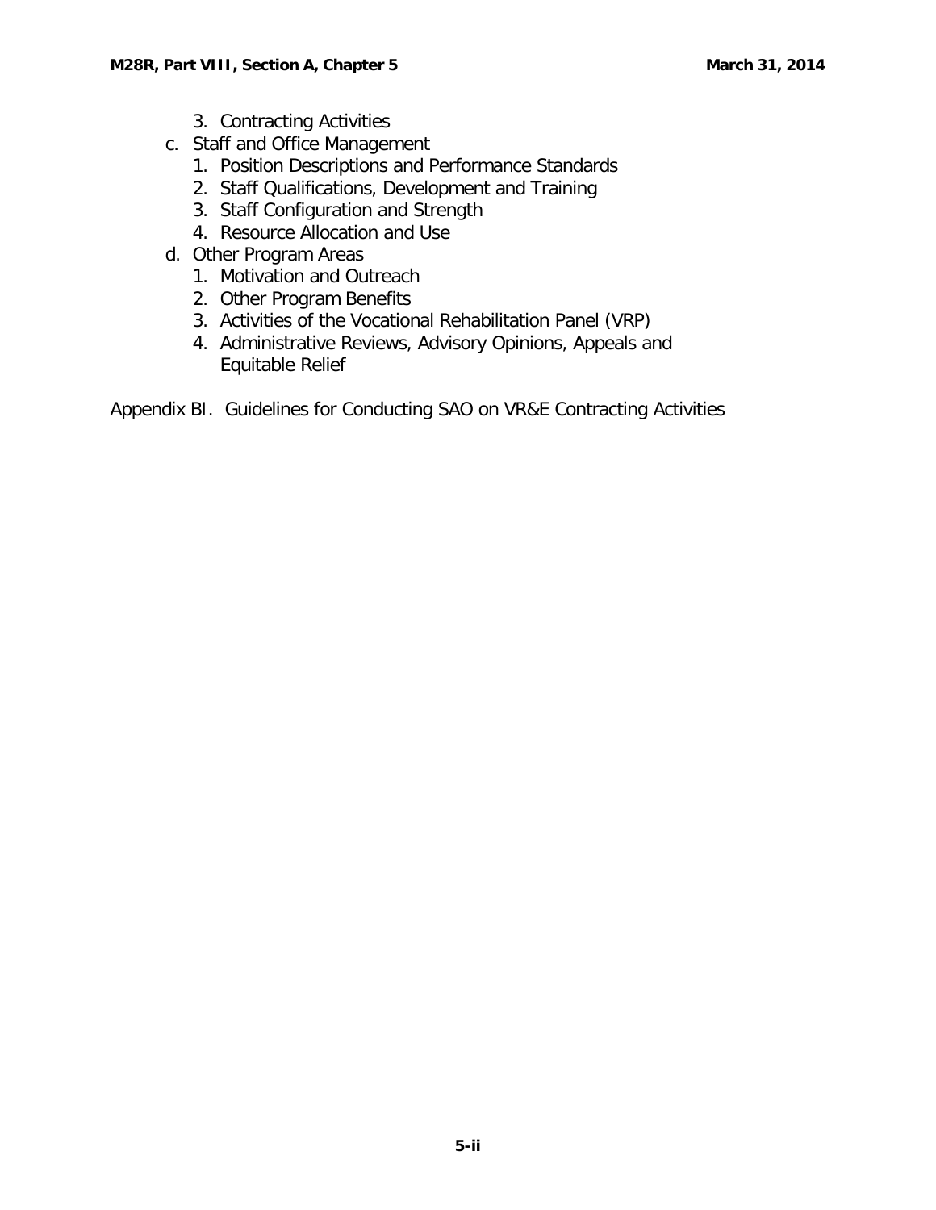3. Contracting Activities
  c. Staff and Office Management
    1. Position Descriptions and Performance Standards
    2. Staff Qualifications, Development and Training
    3. Staff Configuration and Strength
    4. Resource Allocation and Use
  d. Other Program Areas
    1. Motivation and Outreach
    2. Other Program Benefits
    3. Activities of the Vocational Rehabilitation Panel (VRP)
    4. Administrative Reviews, Advisory Opinions, Appeals and Equitable Relief

Appendix BI. Guidelines for Conducting SAO on VR&E Contracting Activities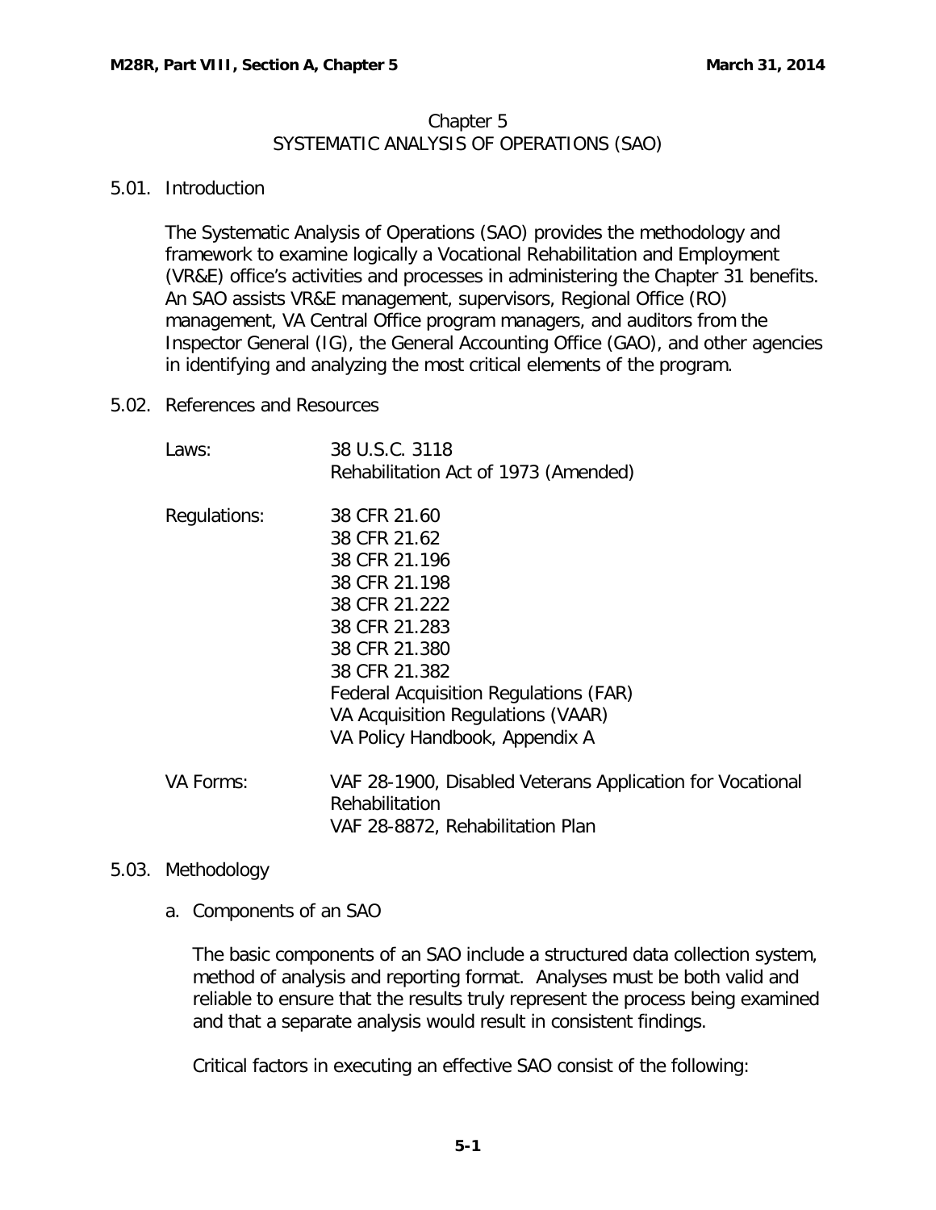# Chapter 5
## SYSTEMATIC ANALYSIS OF OPERATIONS (SAO)

### 5.01. Introduction

The Systematic Analysis of Operations (SAO) provides the methodology and framework to examine logically a Vocational Rehabilitation and Employment (VR&E) office's activities and processes in administering the Chapter 31 benefits. An SAO assists VR&E management, supervisors, Regional Office (RO) management, VA Central Office program managers, and auditors from the Inspector General (IG), the General Accounting Office (GAO), and other agencies in identifying and analyzing the most critical elements of the program.

### 5.02. References and Resources

| | |
|---|---|
| Laws: | 38 U.S.C. 3118<br>Rehabilitation Act of 1973 (Amended) |
| Regulations: | 38 CFR 21.60<br>38 CFR 21.62<br>38 CFR 21.196<br>38 CFR 21.198<br>38 CFR 21.222<br>38 CFR 21.283<br>38 CFR 21.380<br>38 CFR 21.382<br>Federal Acquisition Regulations (FAR)<br>VA Acquisition Regulations (VAAR)<br>VA Policy Handbook, Appendix A |
| VA Forms: | VAF 28-1900, Disabled Veterans Application for Vocational Rehabilitation<br>VAF 28-8872, Rehabilitation Plan |

### 5.03. Methodology

a. Components of an SAO

The basic components of an SAO include a structured data collection system, method of analysis and reporting format. Analyses must be both valid and reliable to ensure that the results truly represent the process being examined and that a separate analysis would result in consistent findings.

Critical factors in executing an effective SAO consist of the following: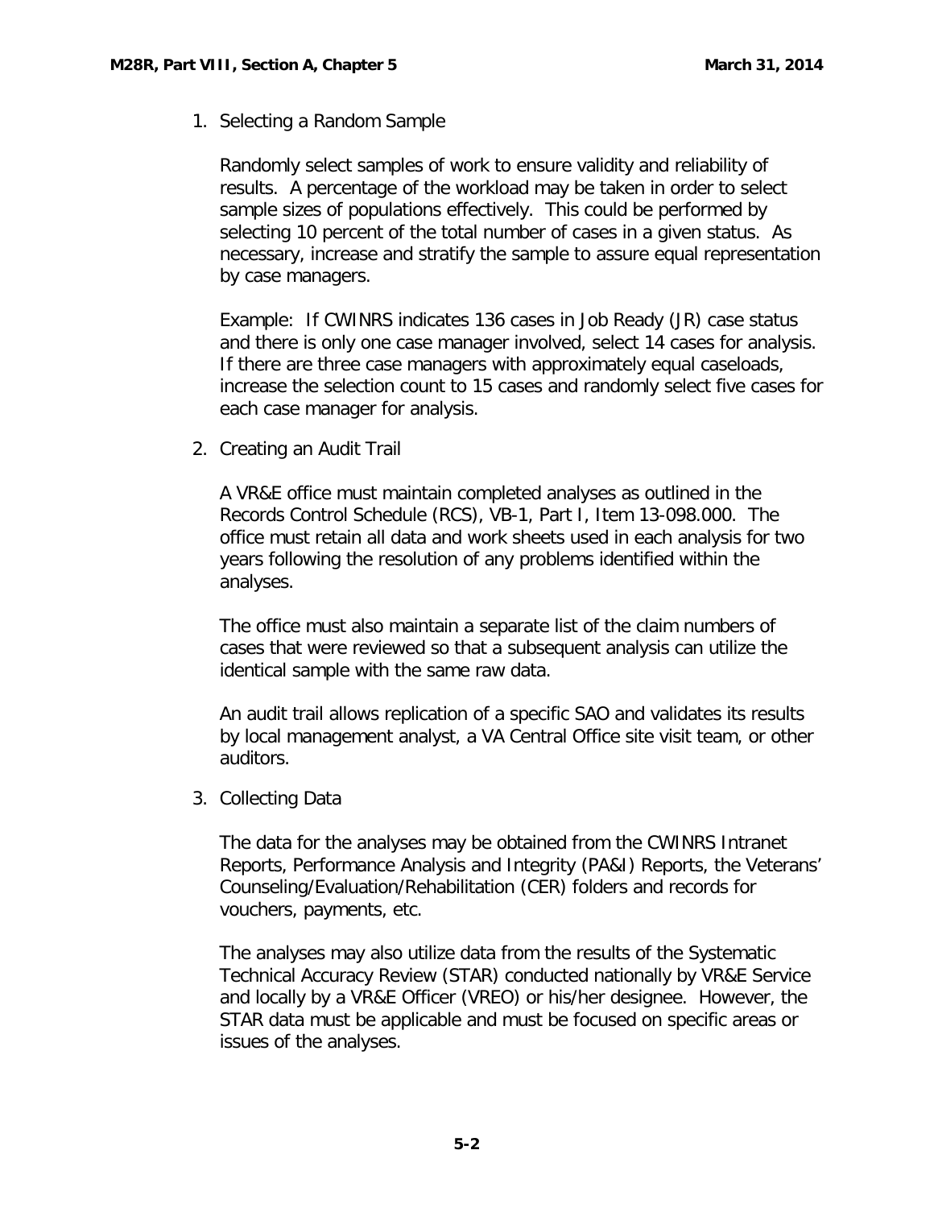1. Selecting a Random Sample

   Randomly select samples of work to ensure validity and reliability of results. A percentage of the workload may be taken in order to select sample sizes of populations effectively. This could be performed by selecting 10 percent of the total number of cases in a given status. As necessary, increase and stratify the sample to assure equal representation by case managers.

   Example: If CWINRS indicates 136 cases in Job Ready (JR) case status and there is only one case manager involved, select 14 cases for analysis. If there are three case managers with approximately equal caseloads, increase the selection count to 15 cases and randomly select five cases for each case manager for analysis.

2. Creating an Audit Trail

   A VR&E office must maintain completed analyses as outlined in the Records Control Schedule (RCS), VB-1, Part I, Item 13-098.000. The office must retain all data and work sheets used in each analysis for two years following the resolution of any problems identified within the analyses.

   The office must also maintain a separate list of the claim numbers of cases that were reviewed so that a subsequent analysis can utilize the identical sample with the same raw data.

   An audit trail allows replication of a specific SAO and validates its results by local management analyst, a VA Central Office site visit team, or other auditors.

3. Collecting Data

   The data for the analyses may be obtained from the CWINRS Intranet Reports, Performance Analysis and Integrity (PA&I) Reports, the Veterans' Counseling/Evaluation/Rehabilitation (CER) folders and records for vouchers, payments, etc.

   The analyses may also utilize data from the results of the Systematic Technical Accuracy Review (STAR) conducted nationally by VR&E Service and locally by a VR&E Officer (VREO) or his/her designee. However, the STAR data must be applicable and must be focused on specific areas or issues of the analyses.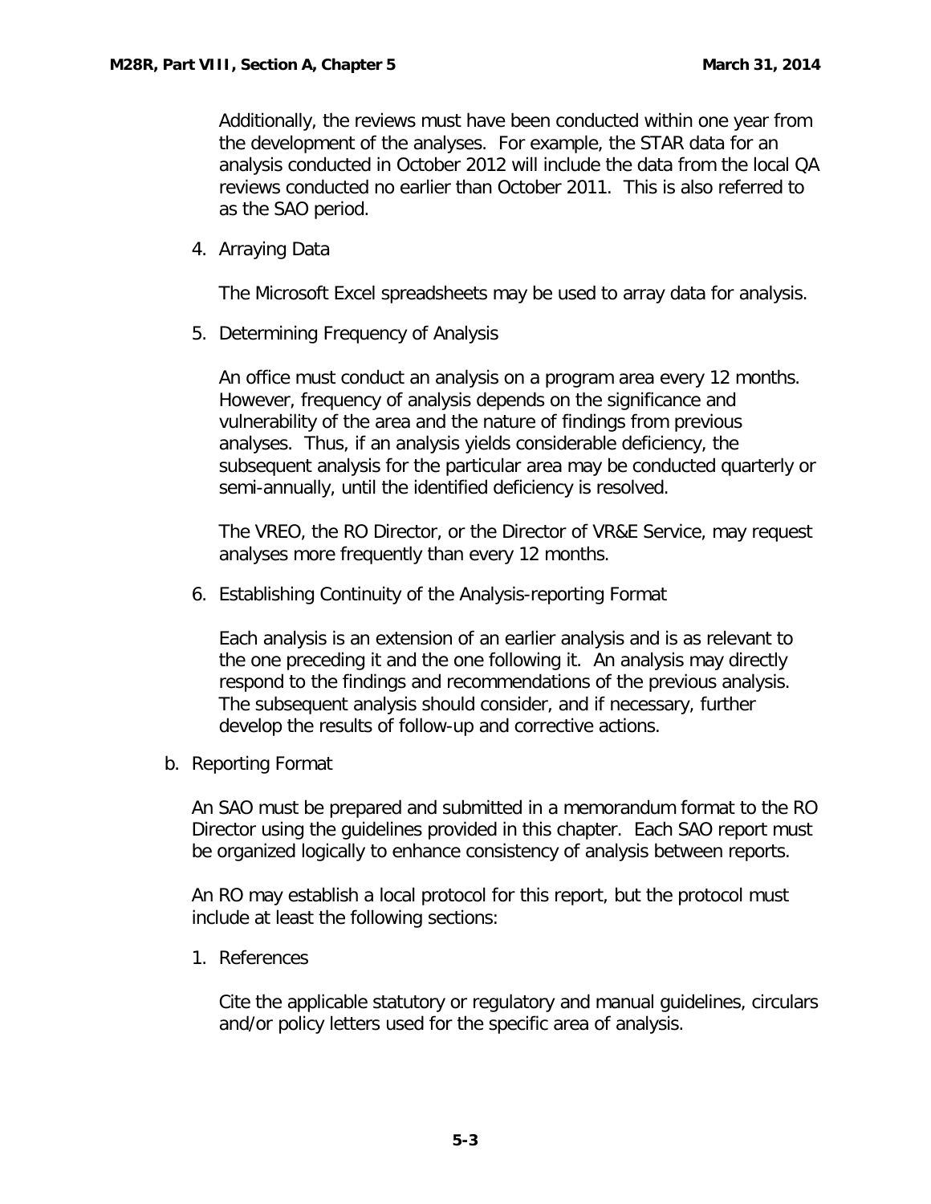Additionally, the reviews must have been conducted within one year from the development of the analyses. For example, the STAR data for an analysis conducted in October 2012 will include the data from the local QA reviews conducted no earlier than October 2011. This is also referred to as the SAO period.

4. Arraying Data

   The Microsoft Excel spreadsheets may be used to array data for analysis.

5. Determining Frequency of Analysis

   An office must conduct an analysis on a program area every 12 months. However, frequency of analysis depends on the significance and vulnerability of the area and the nature of findings from previous analyses. Thus, if an analysis yields considerable deficiency, the subsequent analysis for the particular area may be conducted quarterly or semi-annually, until the identified deficiency is resolved.

   The VREO, the RO Director, or the Director of VR&E Service, may request analyses more frequently than every 12 months.

6. Establishing Continuity of the Analysis-reporting Format

   Each analysis is an extension of an earlier analysis and is as relevant to the one preceding it and the one following it. An analysis may directly respond to the findings and recommendations of the previous analysis. The subsequent analysis should consider, and if necessary, further develop the results of follow-up and corrective actions.

b. Reporting Format

   An SAO must be prepared and submitted in a memorandum format to the RO Director using the guidelines provided in this chapter. Each SAO report must be organized logically to enhance consistency of analysis between reports.

   An RO may establish a local protocol for this report, but the protocol must include at least the following sections:

1. References

   Cite the applicable statutory or regulatory and manual guidelines, circulars and/or policy letters used for the specific area of analysis.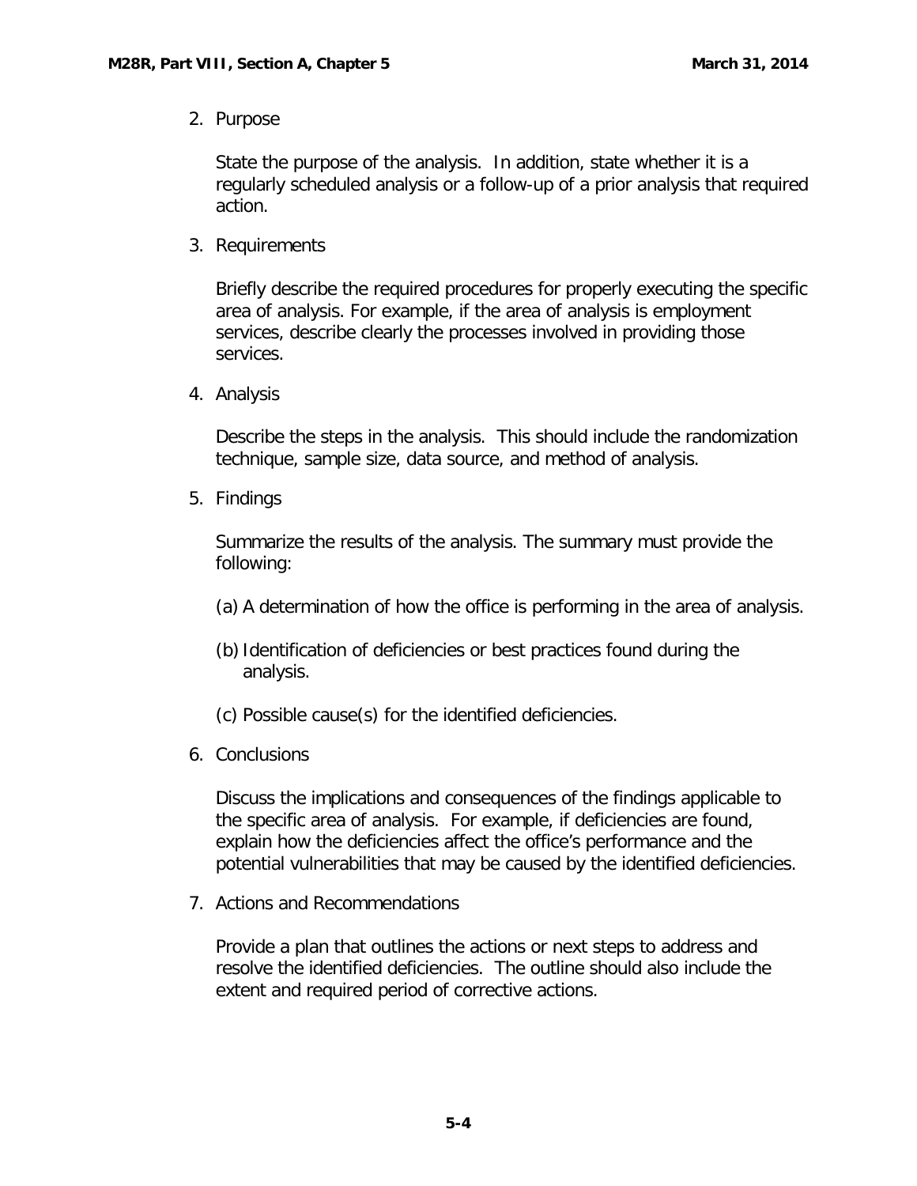2. Purpose

   State the purpose of the analysis. In addition, state whether it is a regularly scheduled analysis or a follow-up of a prior analysis that required action.

3. Requirements

   Briefly describe the required procedures for properly executing the specific area of analysis. For example, if the area of analysis is employment services, describe clearly the processes involved in providing those services.

4. Analysis

   Describe the steps in the analysis. This should include the randomization technique, sample size, data source, and method of analysis.

5. Findings

   Summarize the results of the analysis. The summary must provide the following:

   (a) A determination of how the office is performing in the area of analysis.

   (b) Identification of deficiencies or best practices found during the analysis.

   (c) Possible cause(s) for the identified deficiencies.

6. Conclusions

   Discuss the implications and consequences of the findings applicable to the specific area of analysis. For example, if deficiencies are found, explain how the deficiencies affect the office's performance and the potential vulnerabilities that may be caused by the identified deficiencies.

7. Actions and Recommendations

   Provide a plan that outlines the actions or next steps to address and resolve the identified deficiencies. The outline should also include the extent and required period of corrective actions.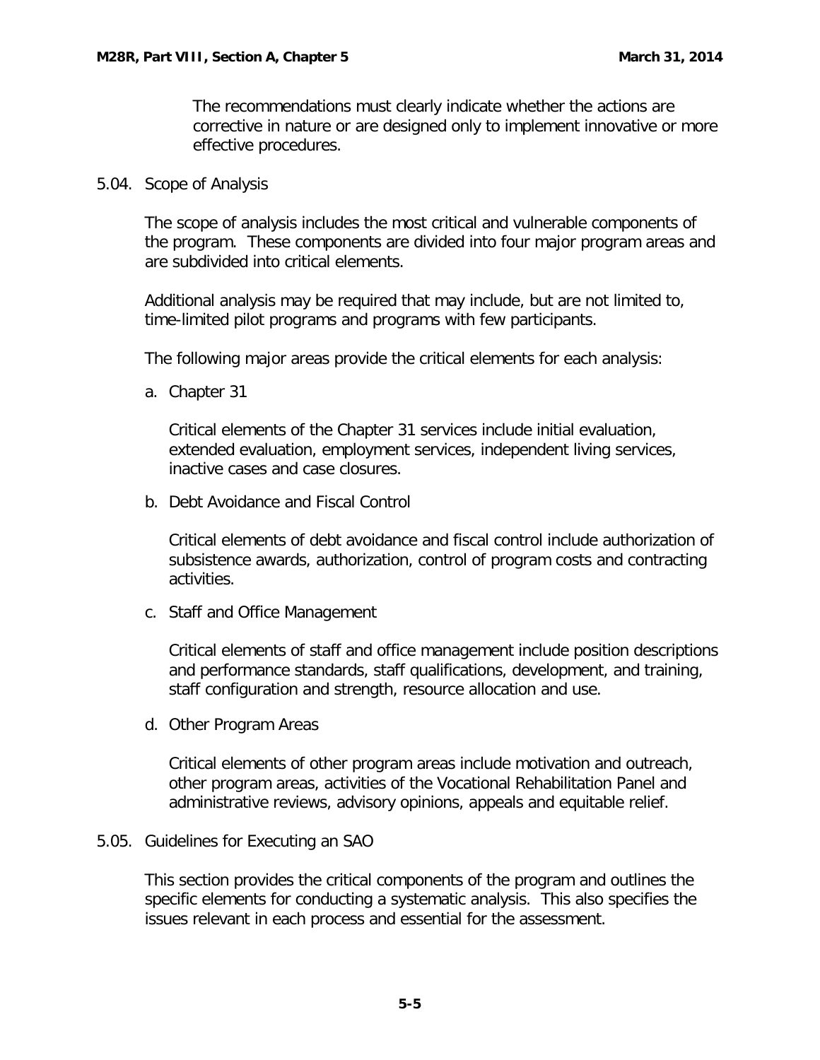The recommendations must clearly indicate whether the actions are corrective in nature or are designed only to implement innovative or more effective procedures.

## 5.04. Scope of Analysis

The scope of analysis includes the most critical and vulnerable components of the program. These components are divided into four major program areas and are subdivided into critical elements.

Additional analysis may be required that may include, but are not limited to, time-limited pilot programs and programs with few participants.

The following major areas provide the critical elements for each analysis:

a. Chapter 31

   Critical elements of the Chapter 31 services include initial evaluation, extended evaluation, employment services, independent living services, inactive cases and case closures.

b. Debt Avoidance and Fiscal Control

   Critical elements of debt avoidance and fiscal control include authorization of subsistence awards, authorization, control of program costs and contracting activities.

c. Staff and Office Management

   Critical elements of staff and office management include position descriptions and performance standards, staff qualifications, development, and training, staff configuration and strength, resource allocation and use.

d. Other Program Areas

   Critical elements of other program areas include motivation and outreach, other program areas, activities of the Vocational Rehabilitation Panel and administrative reviews, advisory opinions, appeals and equitable relief.

## 5.05. Guidelines for Executing an SAO

This section provides the critical components of the program and outlines the specific elements for conducting a systematic analysis. This also specifies the issues relevant in each process and essential for the assessment.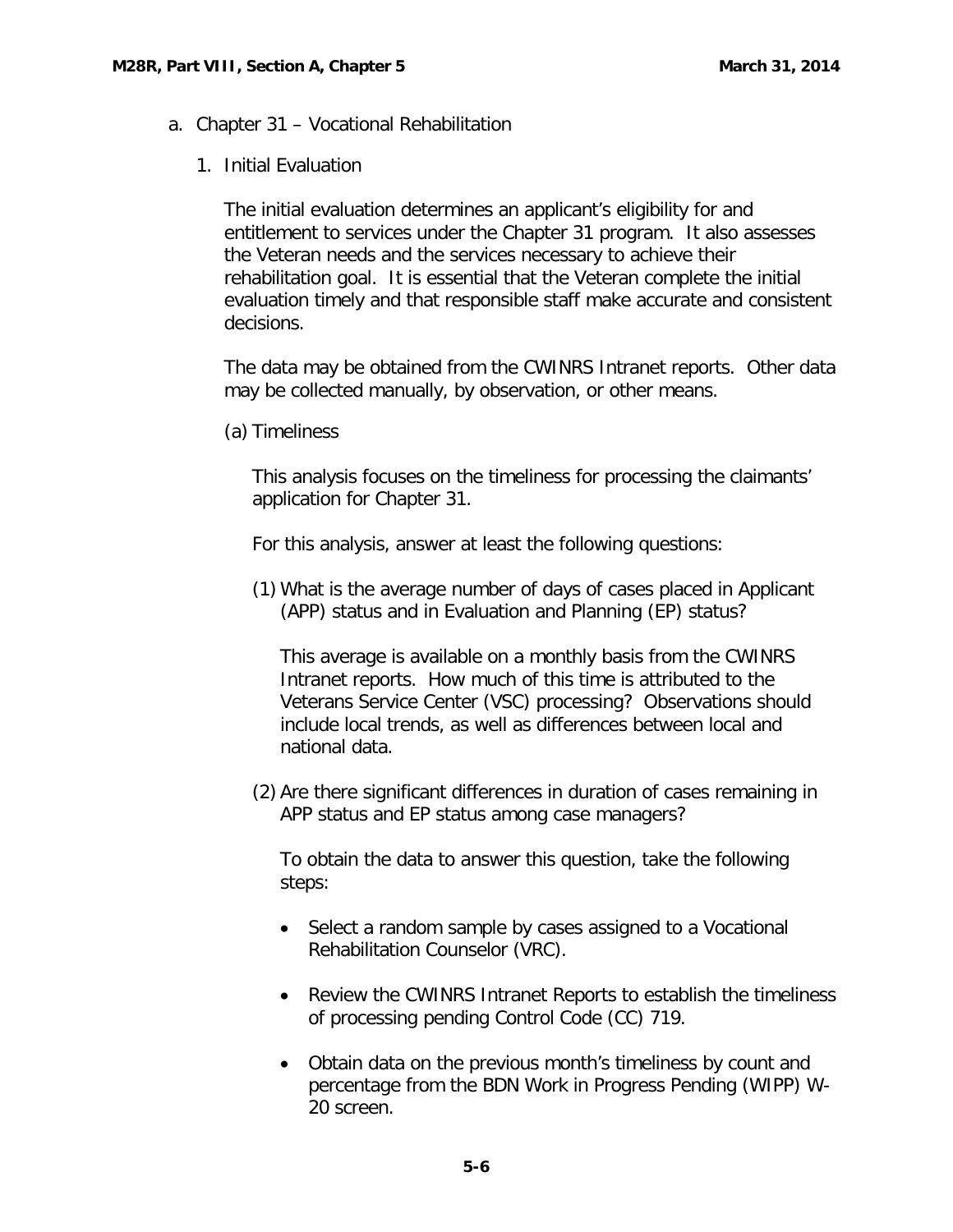a. Chapter 31 – Vocational Rehabilitation

   1. Initial Evaluation

      The initial evaluation determines an applicant's eligibility for and entitlement to services under the Chapter 31 program. It also assesses the Veteran needs and the services necessary to achieve their rehabilitation goal. It is essential that the Veteran complete the initial evaluation timely and that responsible staff make accurate and consistent decisions.

      The data may be obtained from the CWINRS Intranet reports. Other data may be collected manually, by observation, or other means.

      (a) Timeliness

         This analysis focuses on the timeliness for processing the claimants' application for Chapter 31.

         For this analysis, answer at least the following questions:

         (1) What is the average number of days of cases placed in Applicant (APP) status and in Evaluation and Planning (EP) status?

            This average is available on a monthly basis from the CWINRS Intranet reports. How much of this time is attributed to the Veterans Service Center (VSC) processing? Observations should include local trends, as well as differences between local and national data.

         (2) Are there significant differences in duration of cases remaining in APP status and EP status among case managers?

            To obtain the data to answer this question, take the following steps:

            - Select a random sample by cases assigned to a Vocational Rehabilitation Counselor (VRC).
            - Review the CWINRS Intranet Reports to establish the timeliness of processing pending Control Code (CC) 719.
            - Obtain data on the previous month's timeliness by count and percentage from the BDN Work in Progress Pending (WIPP) W-20 screen.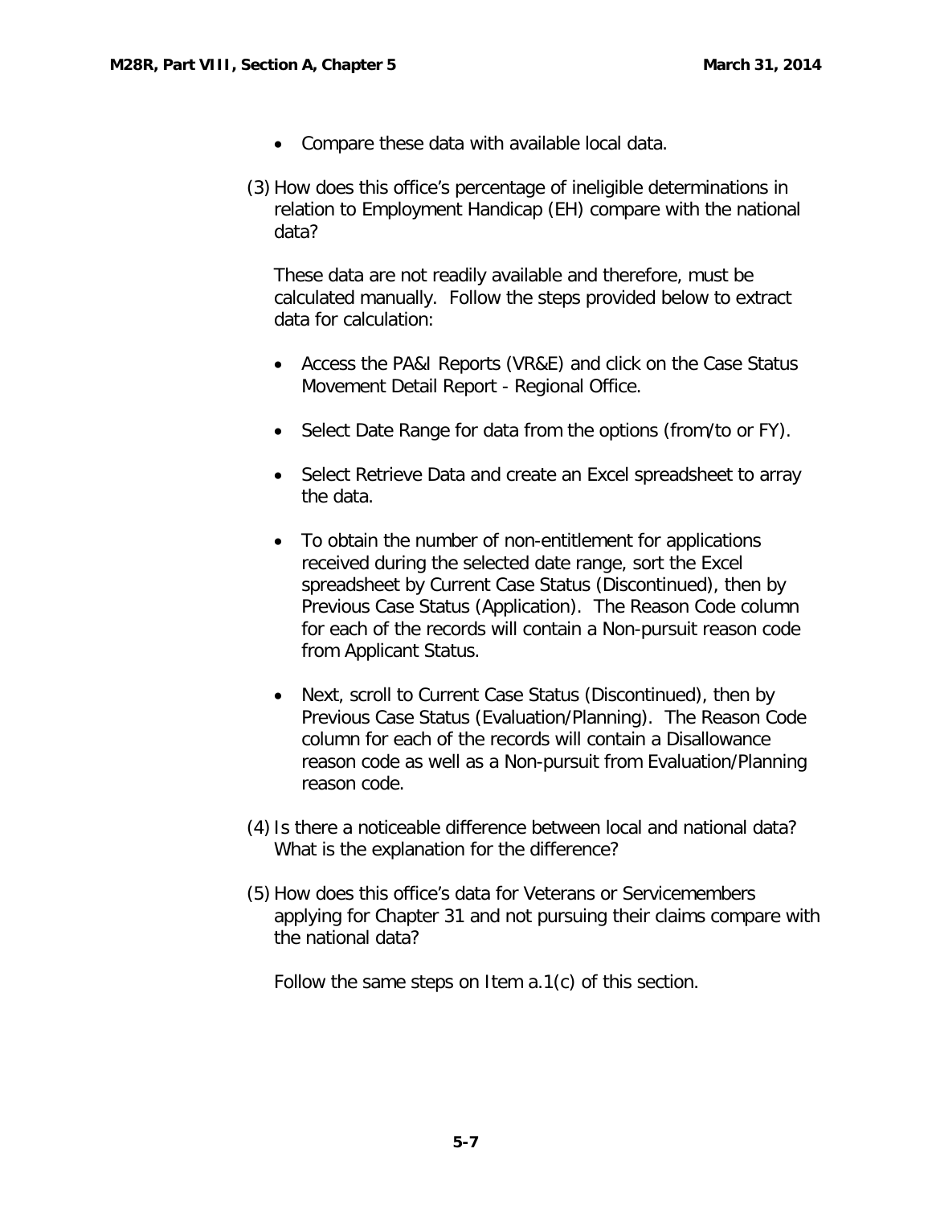- Compare these data with available local data.

(3) How does this office's percentage of ineligible determinations in relation to Employment Handicap (EH) compare with the national data?

These data are not readily available and therefore, must be calculated manually. Follow the steps provided below to extract data for calculation:

- Access the PA&I Reports (VR&E) and click on the Case Status Movement Detail Report - Regional Office.
- Select Date Range for data from the options (from/to or FY).
- Select Retrieve Data and create an Excel spreadsheet to array the data.
- To obtain the number of non-entitlement for applications received during the selected date range, sort the Excel spreadsheet by Current Case Status (Discontinued), then by Previous Case Status (Application). The Reason Code column for each of the records will contain a Non-pursuit reason code from Applicant Status.
- Next, scroll to Current Case Status (Discontinued), then by Previous Case Status (Evaluation/Planning). The Reason Code column for each of the records will contain a Disallowance reason code as well as a Non-pursuit from Evaluation/Planning reason code.

(4) Is there a noticeable difference between local and national data? What is the explanation for the difference?

(5) How does this office's data for Veterans or Servicemembers applying for Chapter 31 and not pursuing their claims compare with the national data?

Follow the same steps on Item a.1(c) of this section.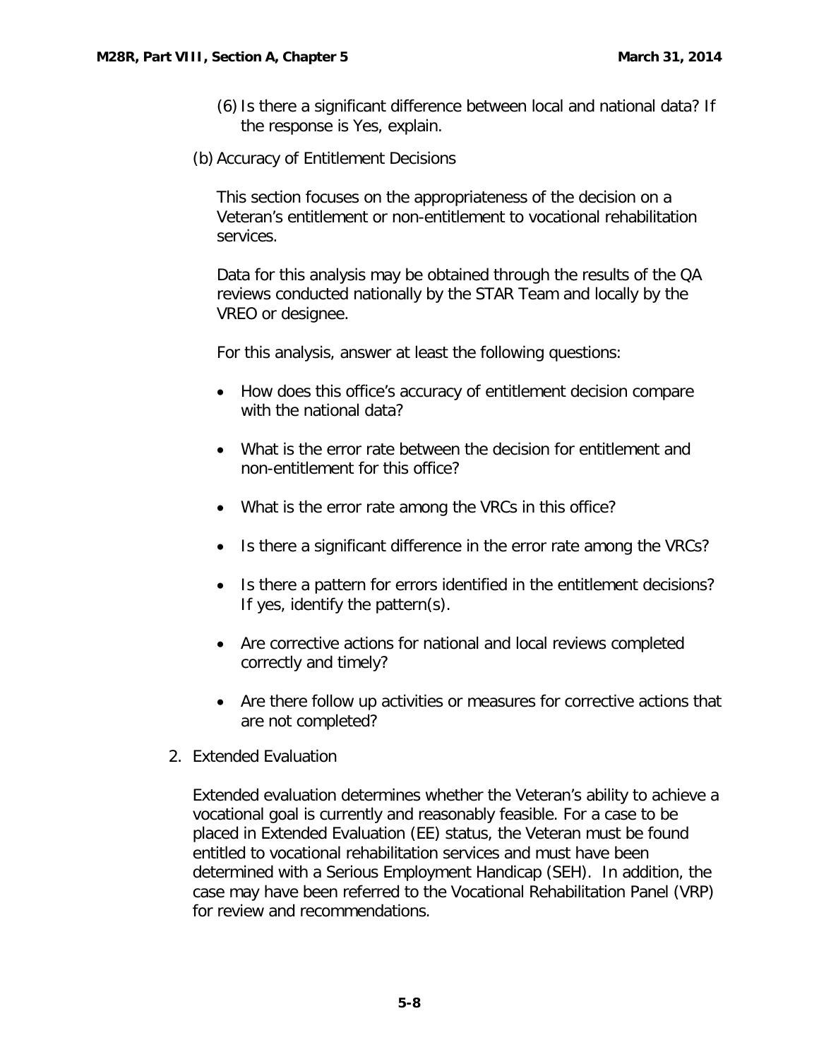(6) Is there a significant difference between local and national data? If the response is Yes, explain.

(b) Accuracy of Entitlement Decisions

This section focuses on the appropriateness of the decision on a Veteran's entitlement or non-entitlement to vocational rehabilitation services.

Data for this analysis may be obtained through the results of the QA reviews conducted nationally by the STAR Team and locally by the VREO or designee.

For this analysis, answer at least the following questions:

- How does this office's accuracy of entitlement decision compare with the national data?
- What is the error rate between the decision for entitlement and non-entitlement for this office?
- What is the error rate among the VRCs in this office?
- Is there a significant difference in the error rate among the VRCs?
- Is there a pattern for errors identified in the entitlement decisions? If yes, identify the pattern(s).
- Are corrective actions for national and local reviews completed correctly and timely?
- Are there follow up activities or measures for corrective actions that are not completed?

2. Extended Evaluation

Extended evaluation determines whether the Veteran's ability to achieve a vocational goal is currently and reasonably feasible. For a case to be placed in Extended Evaluation (EE) status, the Veteran must be found entitled to vocational rehabilitation services and must have been determined with a Serious Employment Handicap (SEH). In addition, the case may have been referred to the Vocational Rehabilitation Panel (VRP) for review and recommendations.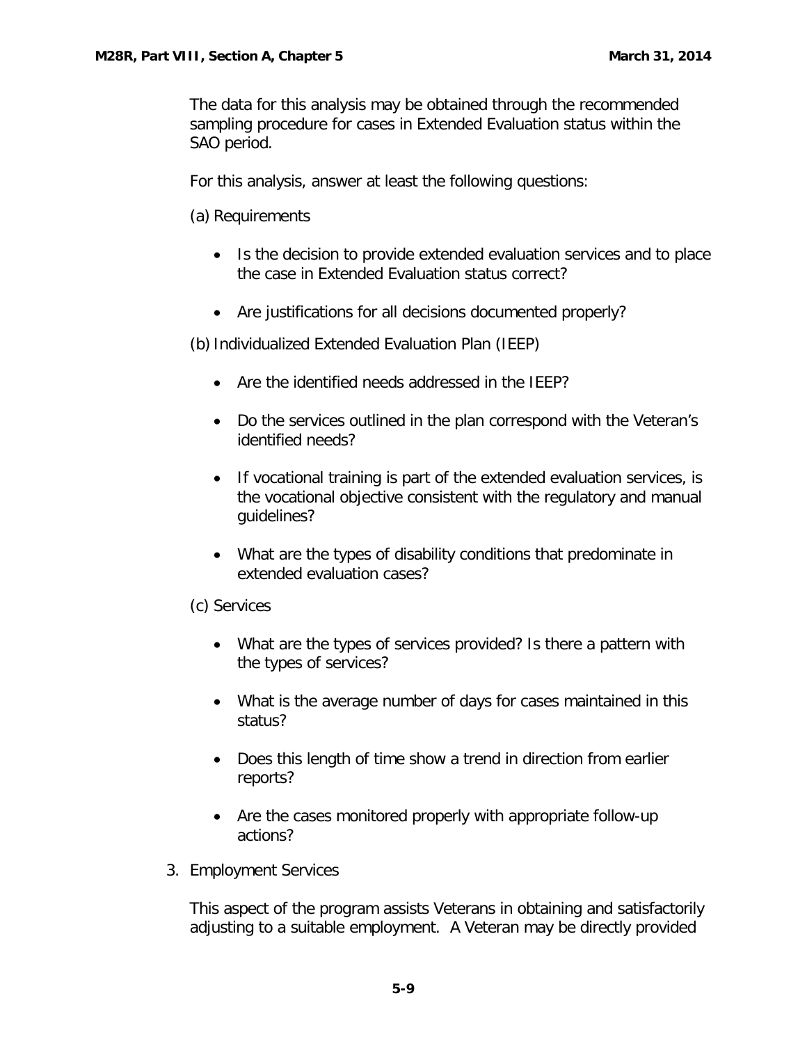The data for this analysis may be obtained through the recommended sampling procedure for cases in Extended Evaluation status within the SAO period.

For this analysis, answer at least the following questions:

(a) Requirements

- Is the decision to provide extended evaluation services and to place the case in Extended Evaluation status correct?
- Are justifications for all decisions documented properly?

(b) Individualized Extended Evaluation Plan (IEEP)

- Are the identified needs addressed in the IEEP?
- Do the services outlined in the plan correspond with the Veteran's identified needs?
- If vocational training is part of the extended evaluation services, is the vocational objective consistent with the regulatory and manual guidelines?
- What are the types of disability conditions that predominate in extended evaluation cases?

(c) Services

- What are the types of services provided? Is there a pattern with the types of services?
- What is the average number of days for cases maintained in this status?
- Does this length of time show a trend in direction from earlier reports?
- Are the cases monitored properly with appropriate follow-up actions?

3. Employment Services

This aspect of the program assists Veterans in obtaining and satisfactorily adjusting to a suitable employment. A Veteran may be directly provided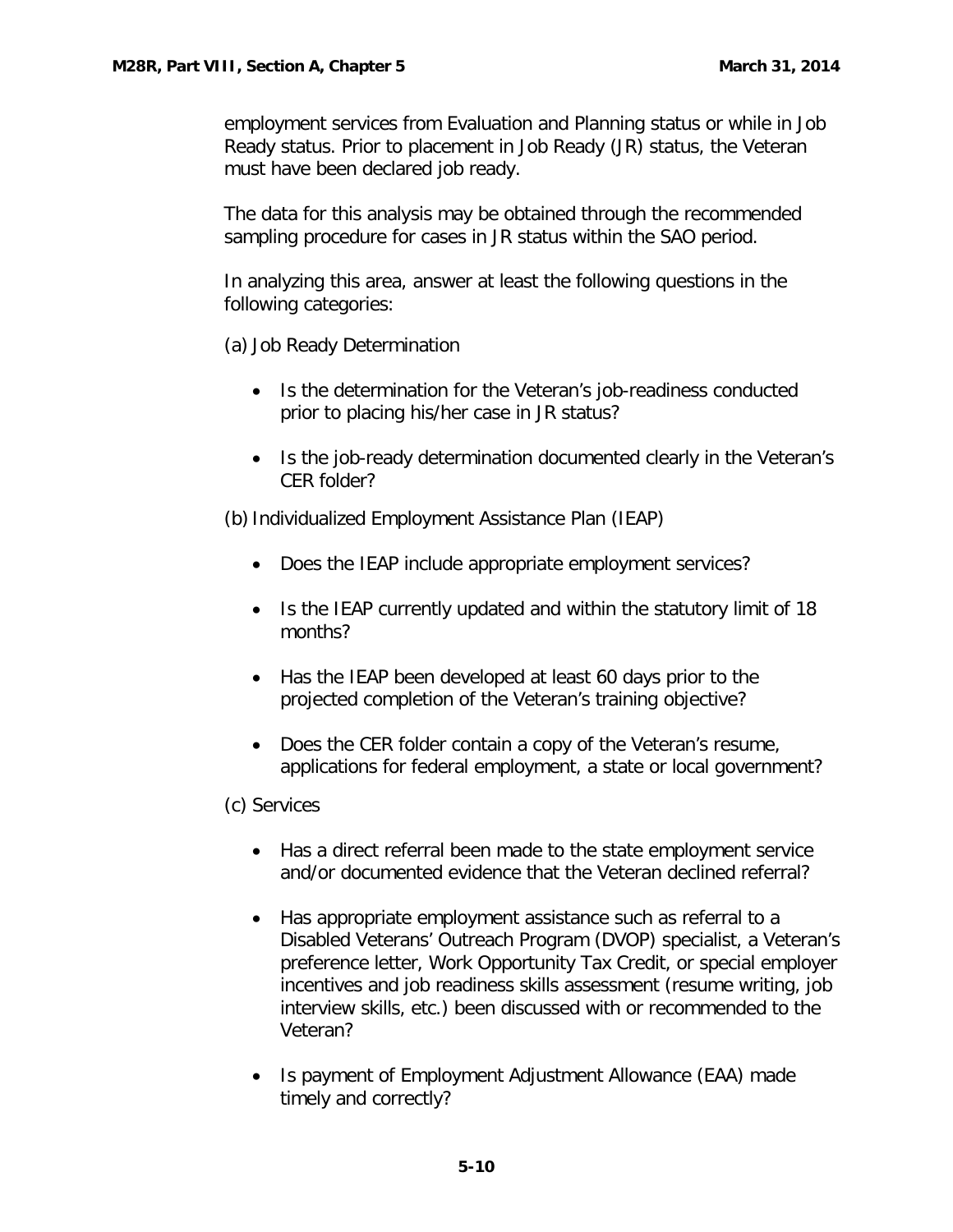employment services from Evaluation and Planning status or while in Job Ready status. Prior to placement in Job Ready (JR) status, the Veteran must have been declared job ready.

The data for this analysis may be obtained through the recommended sampling procedure for cases in JR status within the SAO period.

In analyzing this area, answer at least the following questions in the following categories:

(a) Job Ready Determination

- Is the determination for the Veteran's job-readiness conducted prior to placing his/her case in JR status?
- Is the job-ready determination documented clearly in the Veteran's CER folder?

(b) Individualized Employment Assistance Plan (IEAP)

- Does the IEAP include appropriate employment services?
- Is the IEAP currently updated and within the statutory limit of 18 months?
- Has the IEAP been developed at least 60 days prior to the projected completion of the Veteran's training objective?
- Does the CER folder contain a copy of the Veteran's resume, applications for federal employment, a state or local government?

(c) Services

- Has a direct referral been made to the state employment service and/or documented evidence that the Veteran declined referral?
- Has appropriate employment assistance such as referral to a Disabled Veterans' Outreach Program (DVOP) specialist, a Veteran's preference letter, Work Opportunity Tax Credit, or special employer incentives and job readiness skills assessment (resume writing, job interview skills, etc.) been discussed with or recommended to the Veteran?
- Is payment of Employment Adjustment Allowance (EAA) made timely and correctly?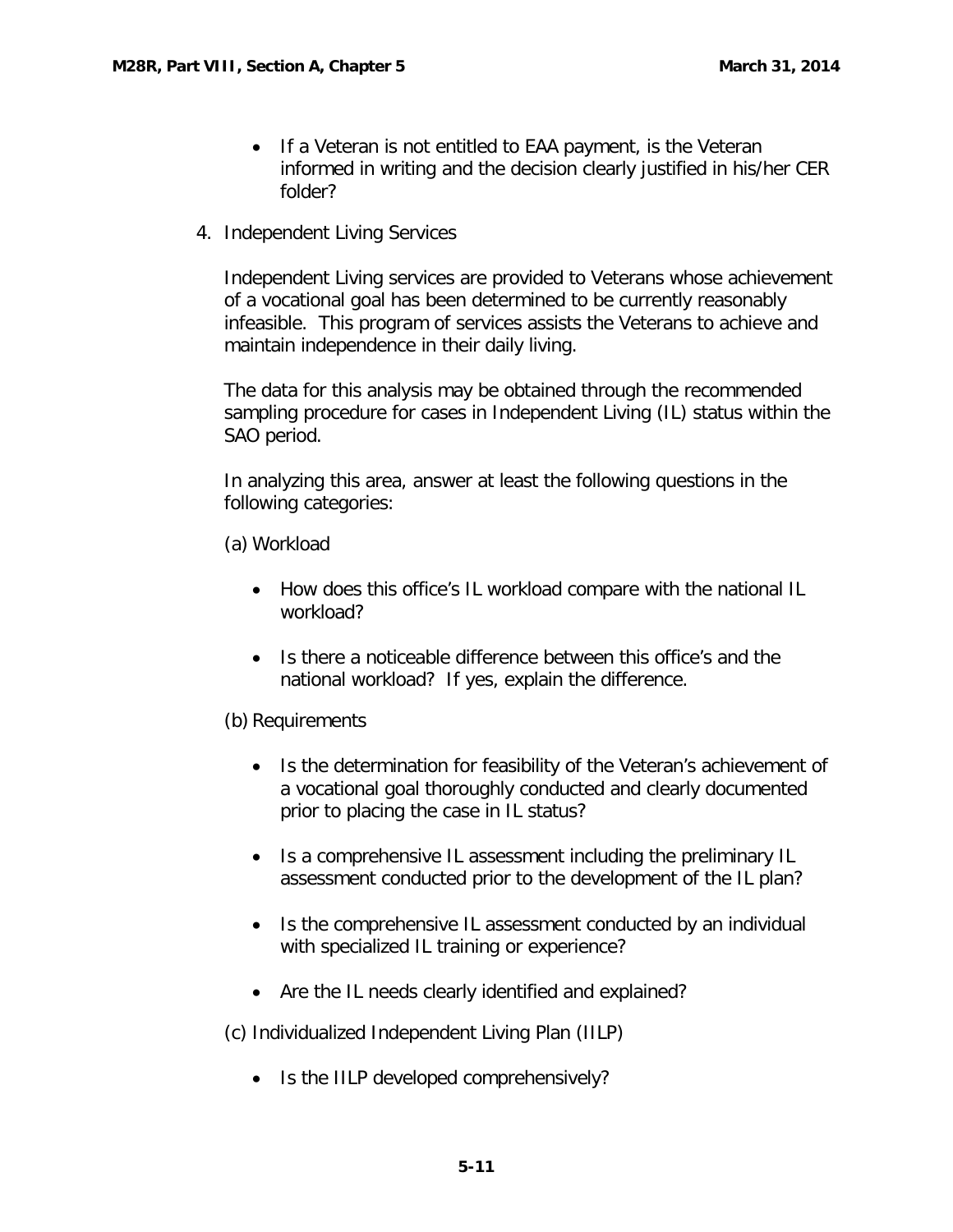- If a Veteran is not entitled to EAA payment, is the Veteran informed in writing and the decision clearly justified in his/her CER folder?

4. Independent Living Services

   Independent Living services are provided to Veterans whose achievement of a vocational goal has been determined to be currently reasonably infeasible. This program of services assists the Veterans to achieve and maintain independence in their daily living.

   The data for this analysis may be obtained through the recommended sampling procedure for cases in Independent Living (IL) status within the SAO period.

   In analyzing this area, answer at least the following questions in the following categories:

   (a) Workload

   - How does this office's IL workload compare with the national IL workload?
   - Is there a noticeable difference between this office's and the national workload? If yes, explain the difference.

   (b) Requirements

   - Is the determination for feasibility of the Veteran's achievement of a vocational goal thoroughly conducted and clearly documented prior to placing the case in IL status?
   - Is a comprehensive IL assessment including the preliminary IL assessment conducted prior to the development of the IL plan?
   - Is the comprehensive IL assessment conducted by an individual with specialized IL training or experience?
   - Are the IL needs clearly identified and explained?

   (c) Individualized Independent Living Plan (IILP)

   - Is the IILP developed comprehensively?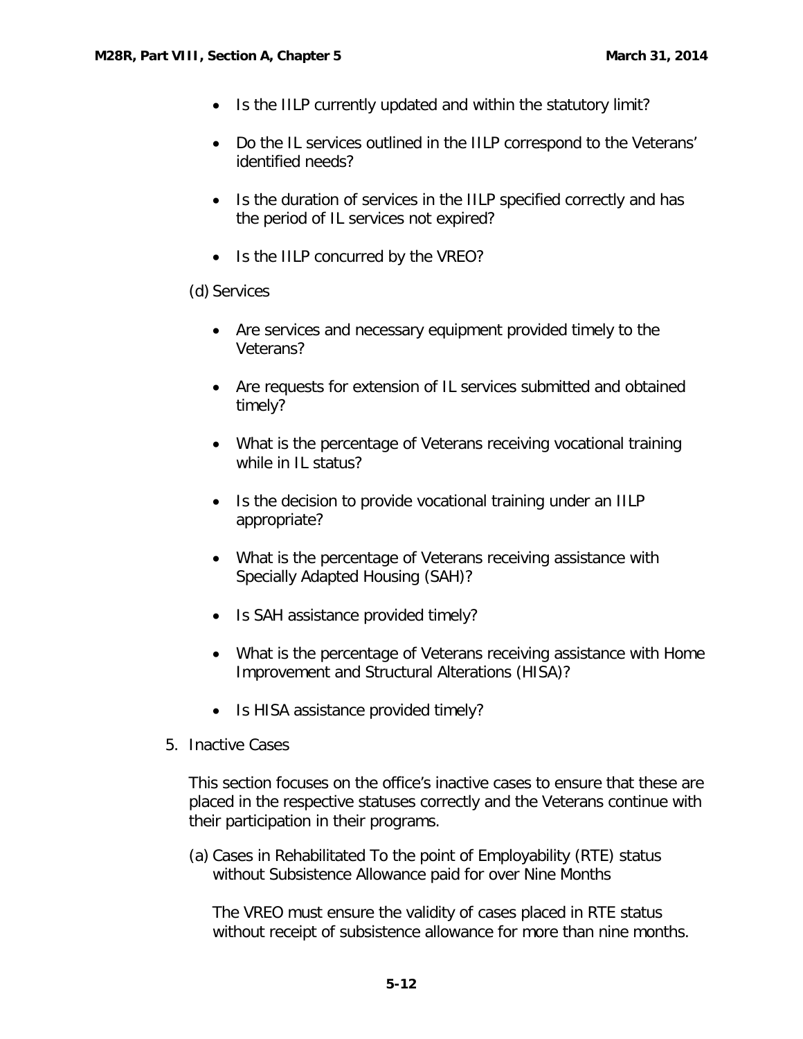- Is the IILP currently updated and within the statutory limit?

- Do the IL services outlined in the IILP correspond to the Veterans' identified needs?

- Is the duration of services in the IILP specified correctly and has the period of IL services not expired?

- Is the IILP concurred by the VREO?

(d) Services

- Are services and necessary equipment provided timely to the Veterans?

- Are requests for extension of IL services submitted and obtained timely?

- What is the percentage of Veterans receiving vocational training while in IL status?

- Is the decision to provide vocational training under an IILP appropriate?

- What is the percentage of Veterans receiving assistance with Specially Adapted Housing (SAH)?

- Is SAH assistance provided timely?

- What is the percentage of Veterans receiving assistance with Home Improvement and Structural Alterations (HISA)?

- Is HISA assistance provided timely?

5. Inactive Cases

This section focuses on the office's inactive cases to ensure that these are placed in the respective statuses correctly and the Veterans continue with their participation in their programs.

(a) Cases in Rehabilitated To the point of Employability (RTE) status without Subsistence Allowance paid for over Nine Months

The VREO must ensure the validity of cases placed in RTE status without receipt of subsistence allowance for more than nine months.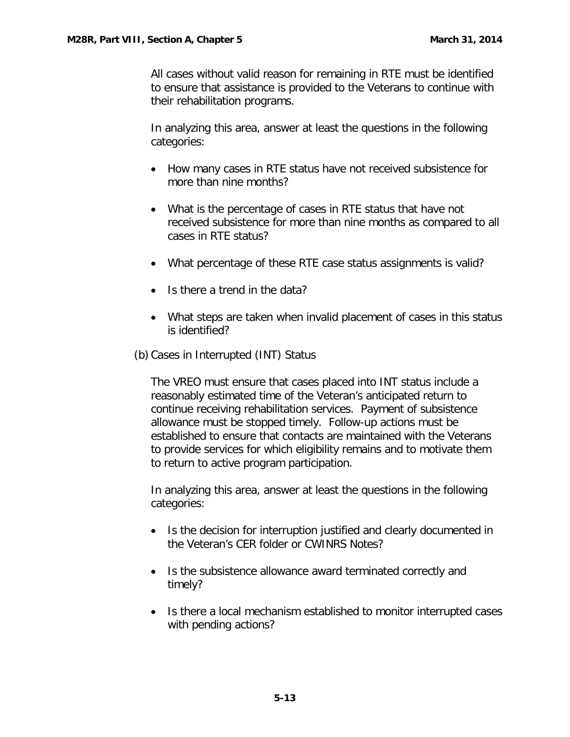All cases without valid reason for remaining in RTE must be identified to ensure that assistance is provided to the Veterans to continue with their rehabilitation programs.

In analyzing this area, answer at least the questions in the following categories:

- How many cases in RTE status have not received subsistence for more than nine months?
- What is the percentage of cases in RTE status that have not received subsistence for more than nine months as compared to all cases in RTE status?
- What percentage of these RTE case status assignments is valid?
- Is there a trend in the data?
- What steps are taken when invalid placement of cases in this status is identified?

(b) Cases in Interrupted (INT) Status

The VREO must ensure that cases placed into INT status include a reasonably estimated time of the Veteran's anticipated return to continue receiving rehabilitation services. Payment of subsistence allowance must be stopped timely. Follow-up actions must be established to ensure that contacts are maintained with the Veterans to provide services for which eligibility remains and to motivate them to return to active program participation.

In analyzing this area, answer at least the questions in the following categories:

- Is the decision for interruption justified and clearly documented in the Veteran's CER folder or CWINRS Notes?
- Is the subsistence allowance award terminated correctly and timely?
- Is there a local mechanism established to monitor interrupted cases with pending actions?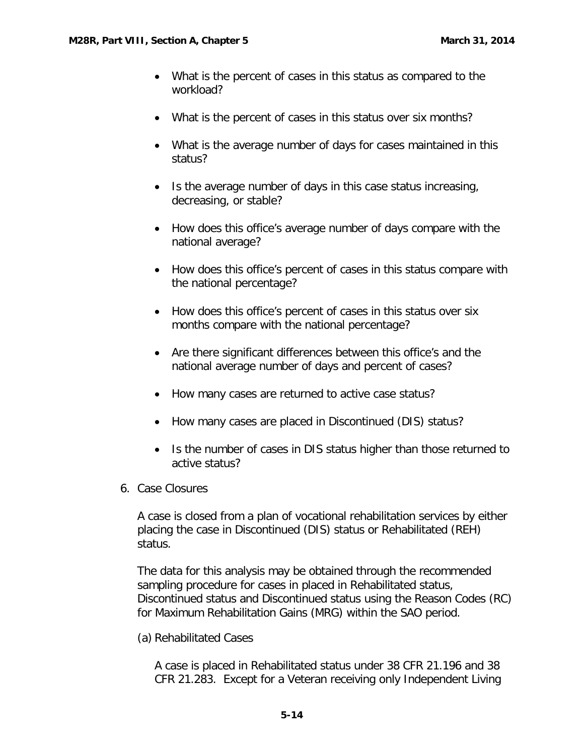- What is the percent of cases in this status as compared to the workload?

- What is the percent of cases in this status over six months?

- What is the average number of days for cases maintained in this status?

- Is the average number of days in this case status increasing, decreasing, or stable?

- How does this office's average number of days compare with the national average?

- How does this office's percent of cases in this status compare with the national percentage?

- How does this office's percent of cases in this status over six months compare with the national percentage?

- Are there significant differences between this office's and the national average number of days and percent of cases?

- How many cases are returned to active case status?

- How many cases are placed in Discontinued (DIS) status?

- Is the number of cases in DIS status higher than those returned to active status?

6. Case Closures

   A case is closed from a plan of vocational rehabilitation services by either placing the case in Discontinued (DIS) status or Rehabilitated (REH) status.

   The data for this analysis may be obtained through the recommended sampling procedure for cases in placed in Rehabilitated status, Discontinued status and Discontinued status using the Reason Codes (RC) for Maximum Rehabilitation Gains (MRG) within the SAO period.

   (a) Rehabilitated Cases

   A case is placed in Rehabilitated status under 38 CFR 21.196 and 38 CFR 21.283. Except for a Veteran receiving only Independent Living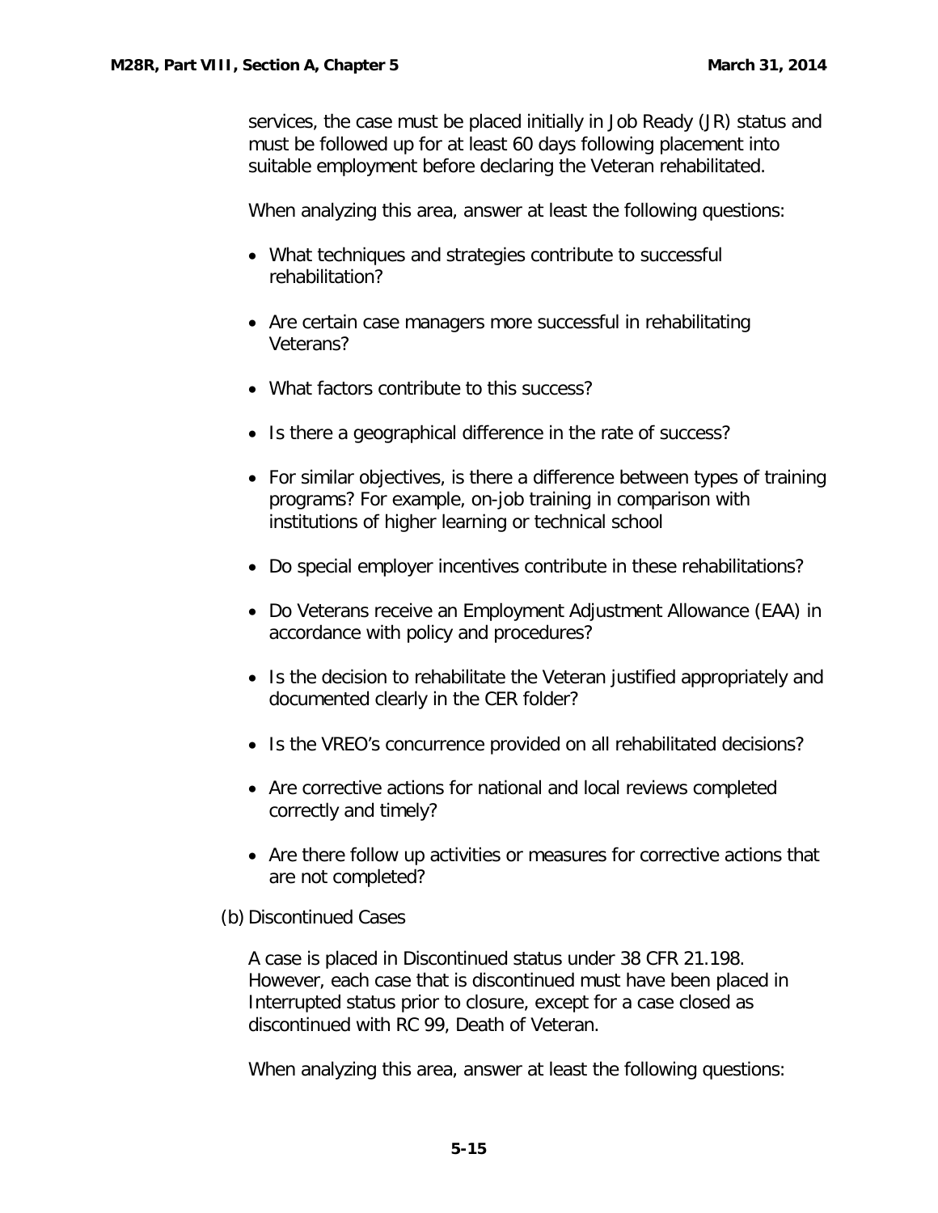services, the case must be placed initially in Job Ready (JR) status and must be followed up for at least 60 days following placement into suitable employment before declaring the Veteran rehabilitated.

When analyzing this area, answer at least the following questions:

- What techniques and strategies contribute to successful rehabilitation?
- Are certain case managers more successful in rehabilitating Veterans?
- What factors contribute to this success?
- Is there a geographical difference in the rate of success?
- For similar objectives, is there a difference between types of training programs? For example, on-job training in comparison with institutions of higher learning or technical school
- Do special employer incentives contribute in these rehabilitations?
- Do Veterans receive an Employment Adjustment Allowance (EAA) in accordance with policy and procedures?
- Is the decision to rehabilitate the Veteran justified appropriately and documented clearly in the CER folder?
- Is the VREO's concurrence provided on all rehabilitated decisions?
- Are corrective actions for national and local reviews completed correctly and timely?
- Are there follow up activities or measures for corrective actions that are not completed?

(b) Discontinued Cases

A case is placed in Discontinued status under 38 CFR 21.198. However, each case that is discontinued must have been placed in Interrupted status prior to closure, except for a case closed as discontinued with RC 99, Death of Veteran.

When analyzing this area, answer at least the following questions: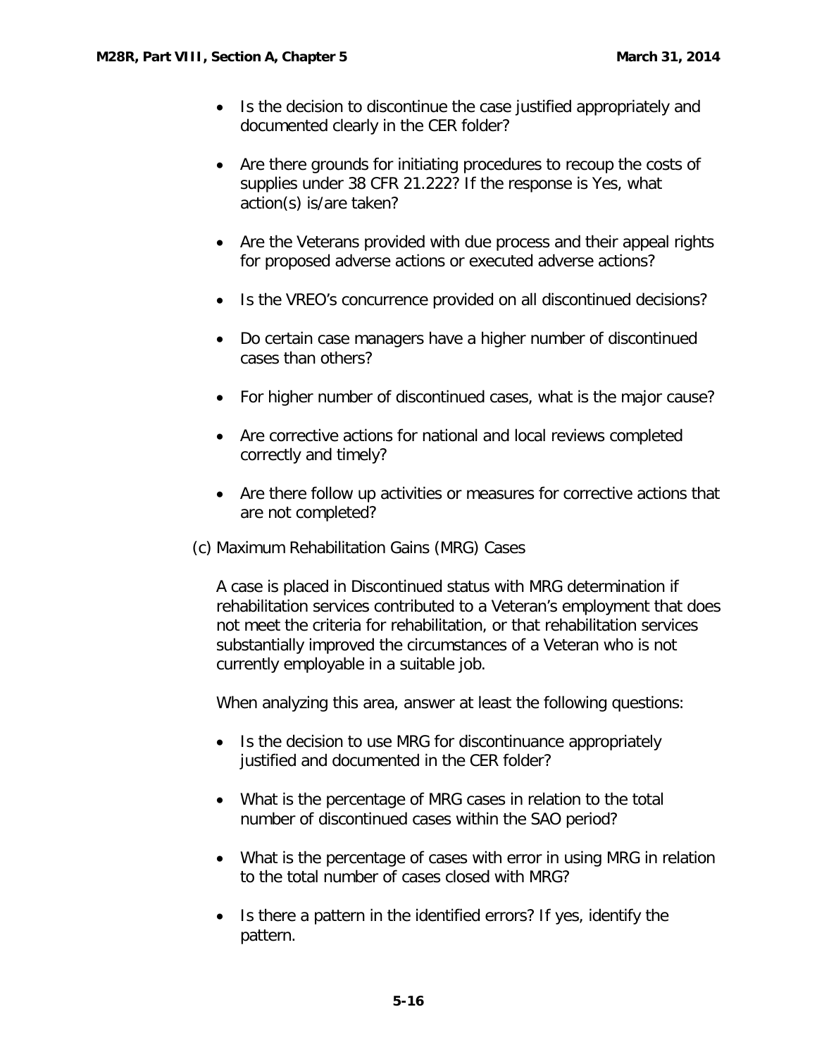- Is the decision to discontinue the case justified appropriately and documented clearly in the CER folder?
- Are there grounds for initiating procedures to recoup the costs of supplies under 38 CFR 21.222? If the response is Yes, what action(s) is/are taken?
- Are the Veterans provided with due process and their appeal rights for proposed adverse actions or executed adverse actions?
- Is the VREO's concurrence provided on all discontinued decisions?
- Do certain case managers have a higher number of discontinued cases than others?
- For higher number of discontinued cases, what is the major cause?
- Are corrective actions for national and local reviews completed correctly and timely?
- Are there follow up activities or measures for corrective actions that are not completed?

(c) Maximum Rehabilitation Gains (MRG) Cases

A case is placed in Discontinued status with MRG determination if rehabilitation services contributed to a Veteran's employment that does not meet the criteria for rehabilitation, or that rehabilitation services substantially improved the circumstances of a Veteran who is not currently employable in a suitable job.

When analyzing this area, answer at least the following questions:

- Is the decision to use MRG for discontinuance appropriately justified and documented in the CER folder?
- What is the percentage of MRG cases in relation to the total number of discontinued cases within the SAO period?
- What is the percentage of cases with error in using MRG in relation to the total number of cases closed with MRG?
- Is there a pattern in the identified errors? If yes, identify the pattern.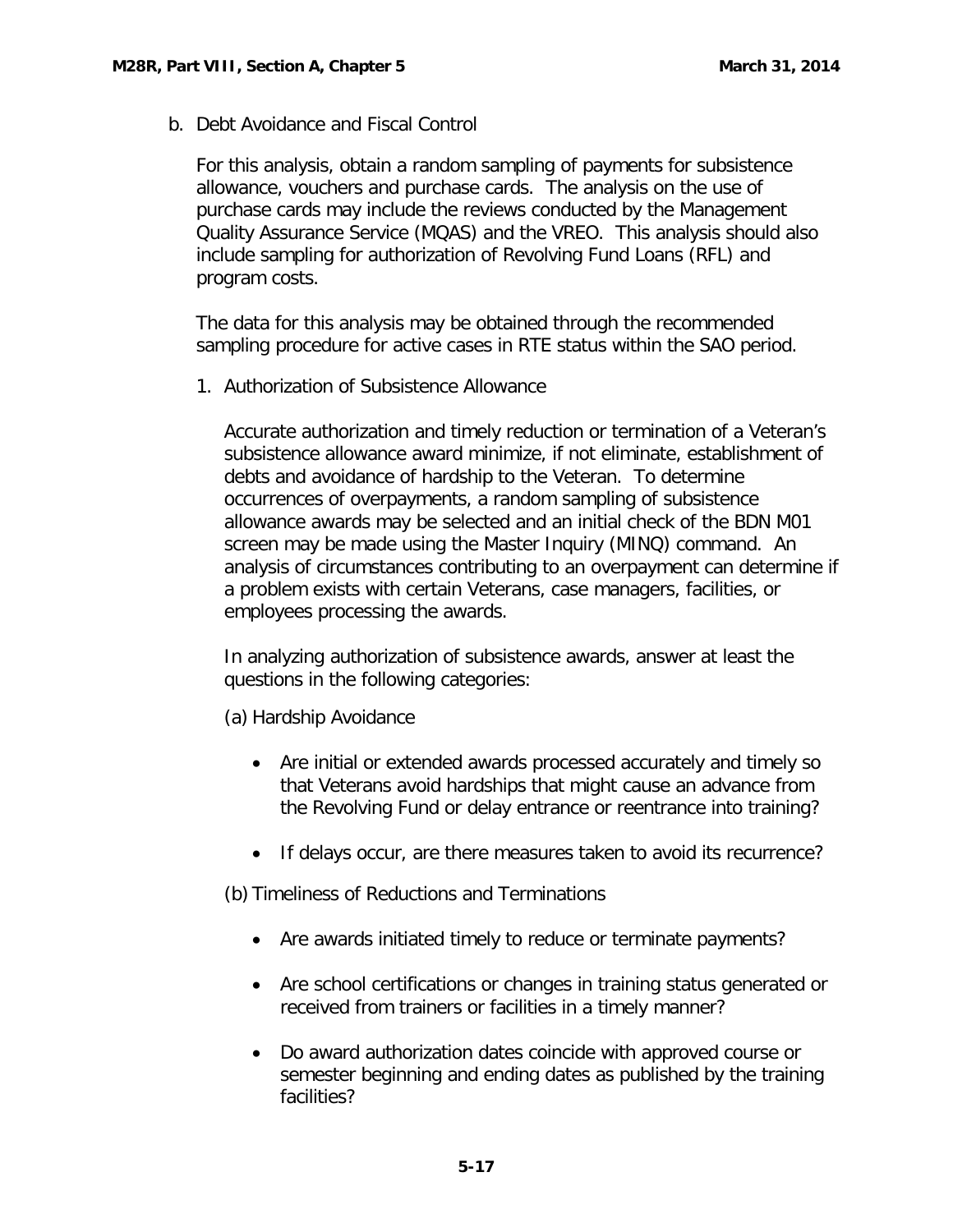b. Debt Avoidance and Fiscal Control

For this analysis, obtain a random sampling of payments for subsistence allowance, vouchers and purchase cards. The analysis on the use of purchase cards may include the reviews conducted by the Management Quality Assurance Service (MQAS) and the VREO. This analysis should also include sampling for authorization of Revolving Fund Loans (RFL) and program costs.

The data for this analysis may be obtained through the recommended sampling procedure for active cases in RTE status within the SAO period.

1. Authorization of Subsistence Allowance

   Accurate authorization and timely reduction or termination of a Veteran's subsistence allowance award minimize, if not eliminate, establishment of debts and avoidance of hardship to the Veteran. To determine occurrences of overpayments, a random sampling of subsistence allowance awards may be selected and an initial check of the BDN M01 screen may be made using the Master Inquiry (MINQ) command. An analysis of circumstances contributing to an overpayment can determine if a problem exists with certain Veterans, case managers, facilities, or employees processing the awards.

   In analyzing authorization of subsistence awards, answer at least the questions in the following categories:

   (a) Hardship Avoidance

   - Are initial or extended awards processed accurately and timely so that Veterans avoid hardships that might cause an advance from the Revolving Fund or delay entrance or reentrance into training?
   - If delays occur, are there measures taken to avoid its recurrence?

   (b) Timeliness of Reductions and Terminations

   - Are awards initiated timely to reduce or terminate payments?
   - Are school certifications or changes in training status generated or received from trainers or facilities in a timely manner?
   - Do award authorization dates coincide with approved course or semester beginning and ending dates as published by the training facilities?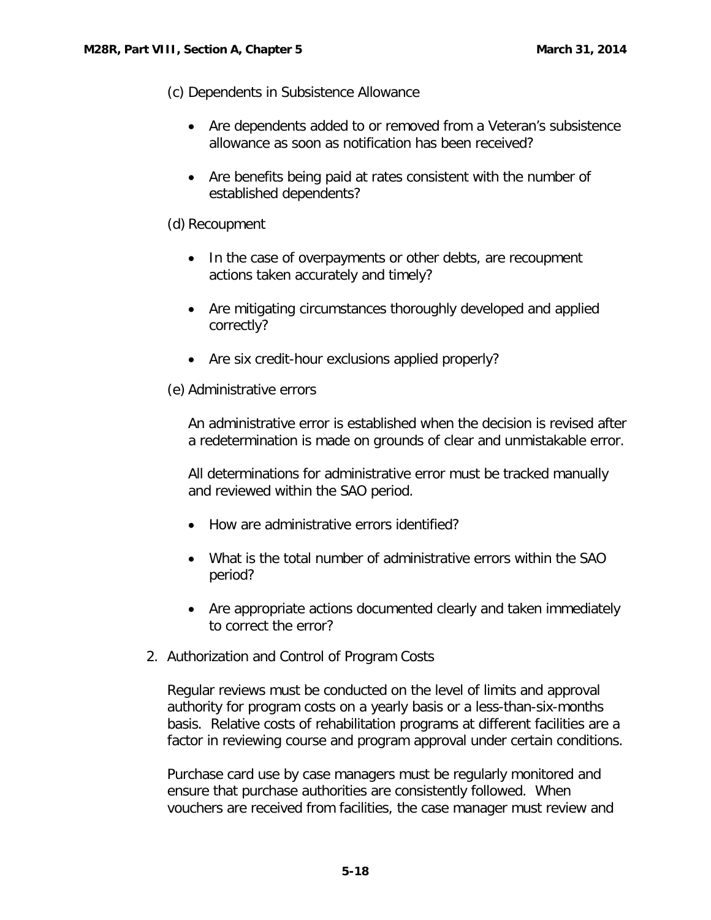(c) Dependents in Subsistence Allowance

- Are dependents added to or removed from a Veteran's subsistence allowance as soon as notification has been received?
- Are benefits being paid at rates consistent with the number of established dependents?

(d) Recoupment

- In the case of overpayments or other debts, are recoupment actions taken accurately and timely?
- Are mitigating circumstances thoroughly developed and applied correctly?
- Are six credit-hour exclusions applied properly?

(e) Administrative errors

An administrative error is established when the decision is revised after a redetermination is made on grounds of clear and unmistakable error.

All determinations for administrative error must be tracked manually and reviewed within the SAO period.

- How are administrative errors identified?
- What is the total number of administrative errors within the SAO period?
- Are appropriate actions documented clearly and taken immediately to correct the error?

2. Authorization and Control of Program Costs

Regular reviews must be conducted on the level of limits and approval authority for program costs on a yearly basis or a less-than-six-months basis. Relative costs of rehabilitation programs at different facilities are a factor in reviewing course and program approval under certain conditions.

Purchase card use by case managers must be regularly monitored and ensure that purchase authorities are consistently followed. When vouchers are received from facilities, the case manager must review and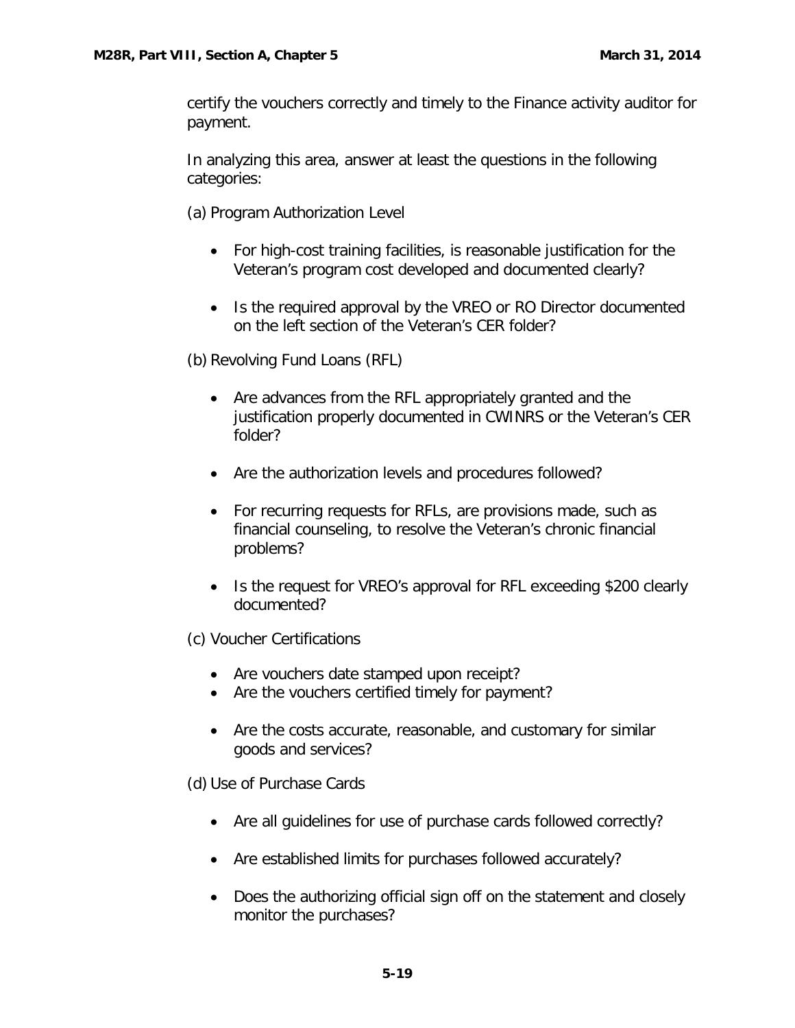certify the vouchers correctly and timely to the Finance activity auditor for payment.

In analyzing this area, answer at least the questions in the following categories:

(a) Program Authorization Level

- For high-cost training facilities, is reasonable justification for the Veteran's program cost developed and documented clearly?
- Is the required approval by the VREO or RO Director documented on the left section of the Veteran's CER folder?

(b) Revolving Fund Loans (RFL)

- Are advances from the RFL appropriately granted and the justification properly documented in CWINRS or the Veteran's CER folder?
- Are the authorization levels and procedures followed?
- For recurring requests for RFLs, are provisions made, such as financial counseling, to resolve the Veteran's chronic financial problems?
- Is the request for VREO's approval for RFL exceeding $200 clearly documented?

(c) Voucher Certifications

- Are vouchers date stamped upon receipt?
- Are the vouchers certified timely for payment?
- Are the costs accurate, reasonable, and customary for similar goods and services?

(d) Use of Purchase Cards

- Are all guidelines for use of purchase cards followed correctly?
- Are established limits for purchases followed accurately?
- Does the authorizing official sign off on the statement and closely monitor the purchases?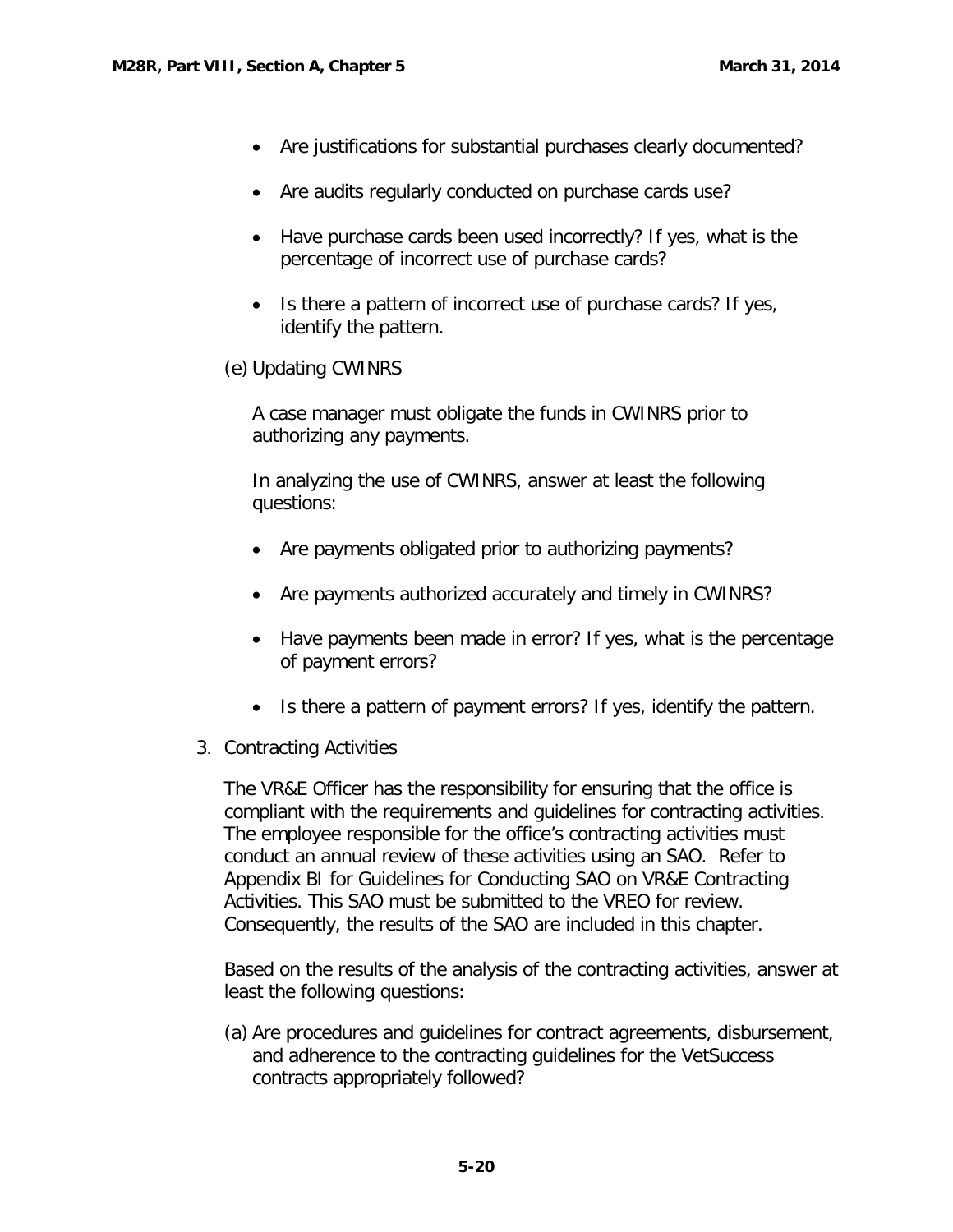- Are justifications for substantial purchases clearly documented?
- Are audits regularly conducted on purchase cards use?
- Have purchase cards been used incorrectly? If yes, what is the percentage of incorrect use of purchase cards?
- Is there a pattern of incorrect use of purchase cards? If yes, identify the pattern.

(e) Updating CWINRS

A case manager must obligate the funds in CWINRS prior to authorizing any payments.

In analyzing the use of CWINRS, answer at least the following questions:

- Are payments obligated prior to authorizing payments?
- Are payments authorized accurately and timely in CWINRS?
- Have payments been made in error? If yes, what is the percentage of payment errors?
- Is there a pattern of payment errors? If yes, identify the pattern.

3. Contracting Activities

The VR&E Officer has the responsibility for ensuring that the office is compliant with the requirements and guidelines for contracting activities. The employee responsible for the office's contracting activities must conduct an annual review of these activities using an SAO. Refer to Appendix BI for Guidelines for Conducting SAO on VR&E Contracting Activities. This SAO must be submitted to the VREO for review. Consequently, the results of the SAO are included in this chapter.

Based on the results of the analysis of the contracting activities, answer at least the following questions:

(a) Are procedures and guidelines for contract agreements, disbursement, and adherence to the contracting guidelines for the VetSuccess contracts appropriately followed?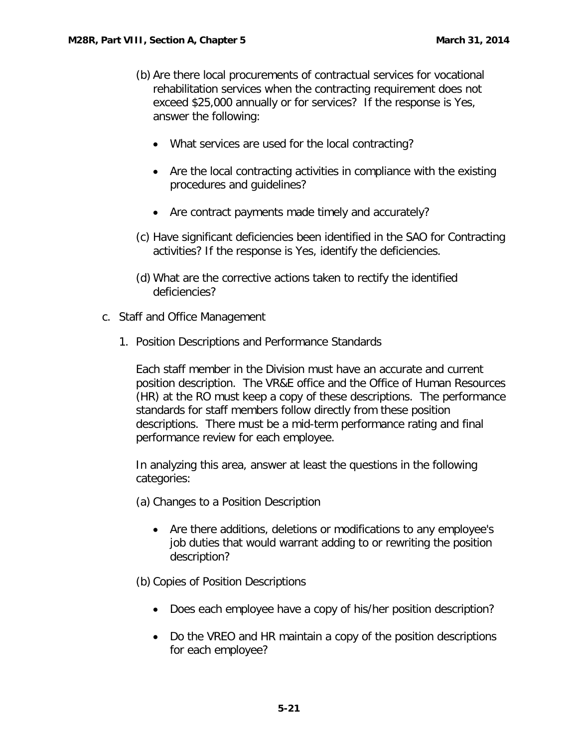(b) Are there local procurements of contractual services for vocational rehabilitation services when the contracting requirement does not exceed $25,000 annually or for services? If the response is Yes, answer the following:

- What services are used for the local contracting?
- Are the local contracting activities in compliance with the existing procedures and guidelines?
- Are contract payments made timely and accurately?

(c) Have significant deficiencies been identified in the SAO for Contracting activities? If the response is Yes, identify the deficiencies.

(d) What are the corrective actions taken to rectify the identified deficiencies?

c. Staff and Office Management

1. Position Descriptions and Performance Standards

Each staff member in the Division must have an accurate and current position description. The VR&E office and the Office of Human Resources (HR) at the RO must keep a copy of these descriptions. The performance standards for staff members follow directly from these position descriptions. There must be a mid-term performance rating and final performance review for each employee.

In analyzing this area, answer at least the questions in the following categories:

(a) Changes to a Position Description

- Are there additions, deletions or modifications to any employee's job duties that would warrant adding to or rewriting the position description?

(b) Copies of Position Descriptions

- Does each employee have a copy of his/her position description?
- Do the VREO and HR maintain a copy of the position descriptions for each employee?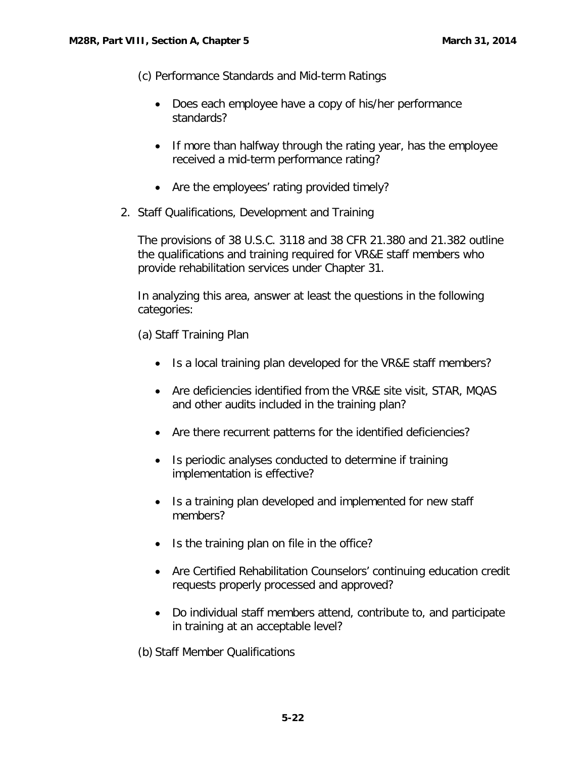(c) Performance Standards and Mid-term Ratings

- Does each employee have a copy of his/her performance standards?
- If more than halfway through the rating year, has the employee received a mid-term performance rating?
- Are the employees' rating provided timely?

2. Staff Qualifications, Development and Training

The provisions of 38 U.S.C. 3118 and 38 CFR 21.380 and 21.382 outline the qualifications and training required for VR&E staff members who provide rehabilitation services under Chapter 31.

In analyzing this area, answer at least the questions in the following categories:

(a) Staff Training Plan

- Is a local training plan developed for the VR&E staff members?
- Are deficiencies identified from the VR&E site visit, STAR, MQAS and other audits included in the training plan?
- Are there recurrent patterns for the identified deficiencies?
- Is periodic analyses conducted to determine if training implementation is effective?
- Is a training plan developed and implemented for new staff members?
- Is the training plan on file in the office?
- Are Certified Rehabilitation Counselors' continuing education credit requests properly processed and approved?
- Do individual staff members attend, contribute to, and participate in training at an acceptable level?

(b) Staff Member Qualifications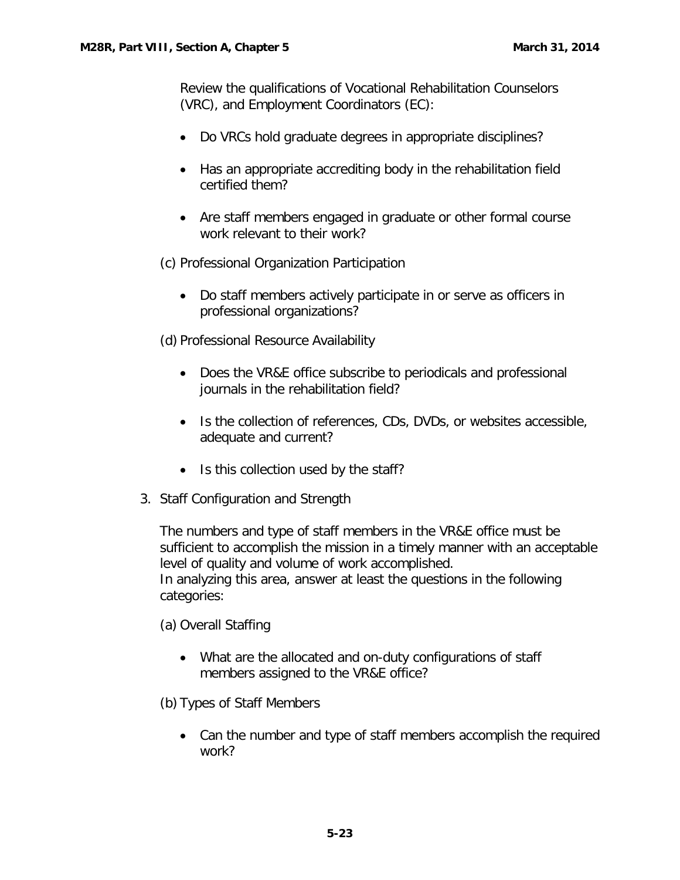Review the qualifications of Vocational Rehabilitation Counselors (VRC), and Employment Coordinators (EC):

- Do VRCs hold graduate degrees in appropriate disciplines?
- Has an appropriate accrediting body in the rehabilitation field certified them?
- Are staff members engaged in graduate or other formal course work relevant to their work?

(c) Professional Organization Participation

- Do staff members actively participate in or serve as officers in professional organizations?

(d) Professional Resource Availability

- Does the VR&E office subscribe to periodicals and professional journals in the rehabilitation field?
- Is the collection of references, CDs, DVDs, or websites accessible, adequate and current?
- Is this collection used by the staff?

3. Staff Configuration and Strength

The numbers and type of staff members in the VR&E office must be sufficient to accomplish the mission in a timely manner with an acceptable level of quality and volume of work accomplished.
In analyzing this area, answer at least the questions in the following categories:

(a) Overall Staffing

- What are the allocated and on-duty configurations of staff members assigned to the VR&E office?

(b) Types of Staff Members

- Can the number and type of staff members accomplish the required work?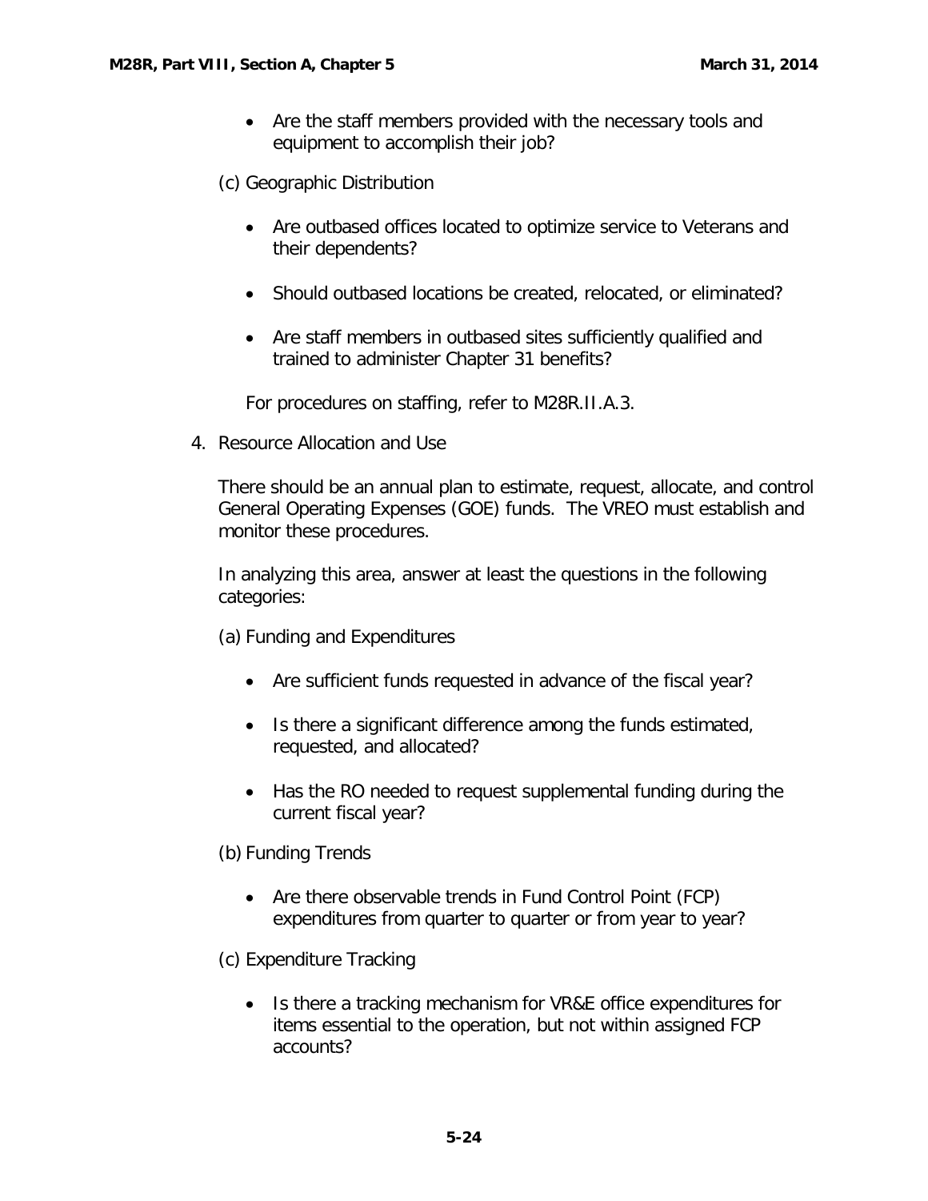- Are the staff members provided with the necessary tools and equipment to accomplish their job?

(c) Geographic Distribution

- Are outbased offices located to optimize service to Veterans and their dependents?
- Should outbased locations be created, relocated, or eliminated?
- Are staff members in outbased sites sufficiently qualified and trained to administer Chapter 31 benefits?

For procedures on staffing, refer to M28R.II.A.3.

4. Resource Allocation and Use

There should be an annual plan to estimate, request, allocate, and control General Operating Expenses (GOE) funds. The VREO must establish and monitor these procedures.

In analyzing this area, answer at least the questions in the following categories:

(a) Funding and Expenditures

- Are sufficient funds requested in advance of the fiscal year?
- Is there a significant difference among the funds estimated, requested, and allocated?
- Has the RO needed to request supplemental funding during the current fiscal year?

(b) Funding Trends

- Are there observable trends in Fund Control Point (FCP) expenditures from quarter to quarter or from year to year?

(c) Expenditure Tracking

- Is there a tracking mechanism for VR&E office expenditures for items essential to the operation, but not within assigned FCP accounts?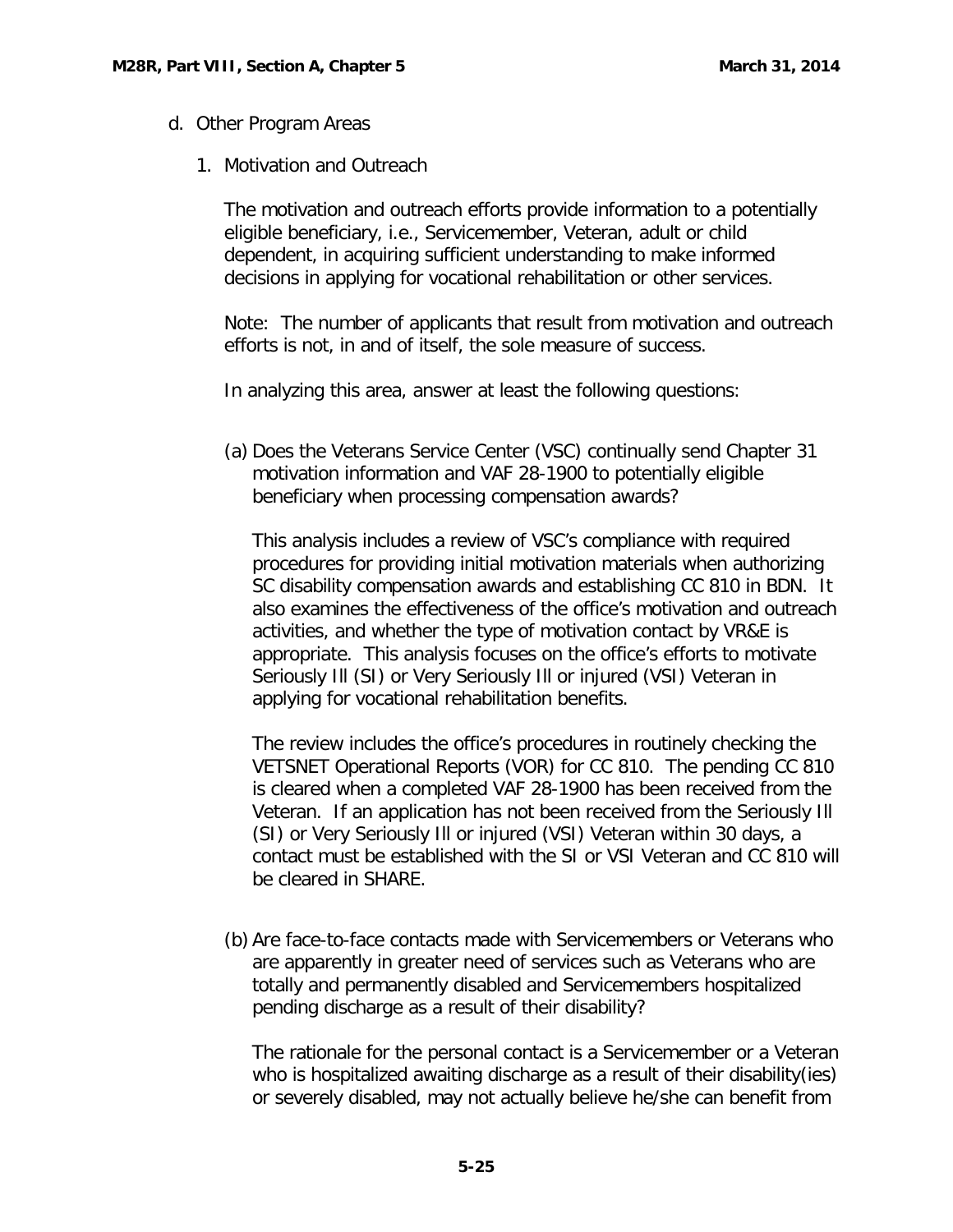d. Other Program Areas

1. Motivation and Outreach

The motivation and outreach efforts provide information to a potentially eligible beneficiary, i.e., Servicemember, Veteran, adult or child dependent, in acquiring sufficient understanding to make informed decisions in applying for vocational rehabilitation or other services.

Note: The number of applicants that result from motivation and outreach efforts is not, in and of itself, the sole measure of success.

In analyzing this area, answer at least the following questions:

(a) Does the Veterans Service Center (VSC) continually send Chapter 31 motivation information and VAF 28-1900 to potentially eligible beneficiary when processing compensation awards?

This analysis includes a review of VSC's compliance with required procedures for providing initial motivation materials when authorizing SC disability compensation awards and establishing CC 810 in BDN. It also examines the effectiveness of the office's motivation and outreach activities, and whether the type of motivation contact by VR&E is appropriate. This analysis focuses on the office's efforts to motivate Seriously Ill (SI) or Very Seriously Ill or injured (VSI) Veteran in applying for vocational rehabilitation benefits.

The review includes the office's procedures in routinely checking the VETSNET Operational Reports (VOR) for CC 810. The pending CC 810 is cleared when a completed VAF 28-1900 has been received from the Veteran. If an application has not been received from the Seriously Ill (SI) or Very Seriously Ill or injured (VSI) Veteran within 30 days, a contact must be established with the SI or VSI Veteran and CC 810 will be cleared in SHARE.

(b) Are face-to-face contacts made with Servicemembers or Veterans who are apparently in greater need of services such as Veterans who are totally and permanently disabled and Servicemembers hospitalized pending discharge as a result of their disability?

The rationale for the personal contact is a Servicemember or a Veteran who is hospitalized awaiting discharge as a result of their disability(ies) or severely disabled, may not actually believe he/she can benefit from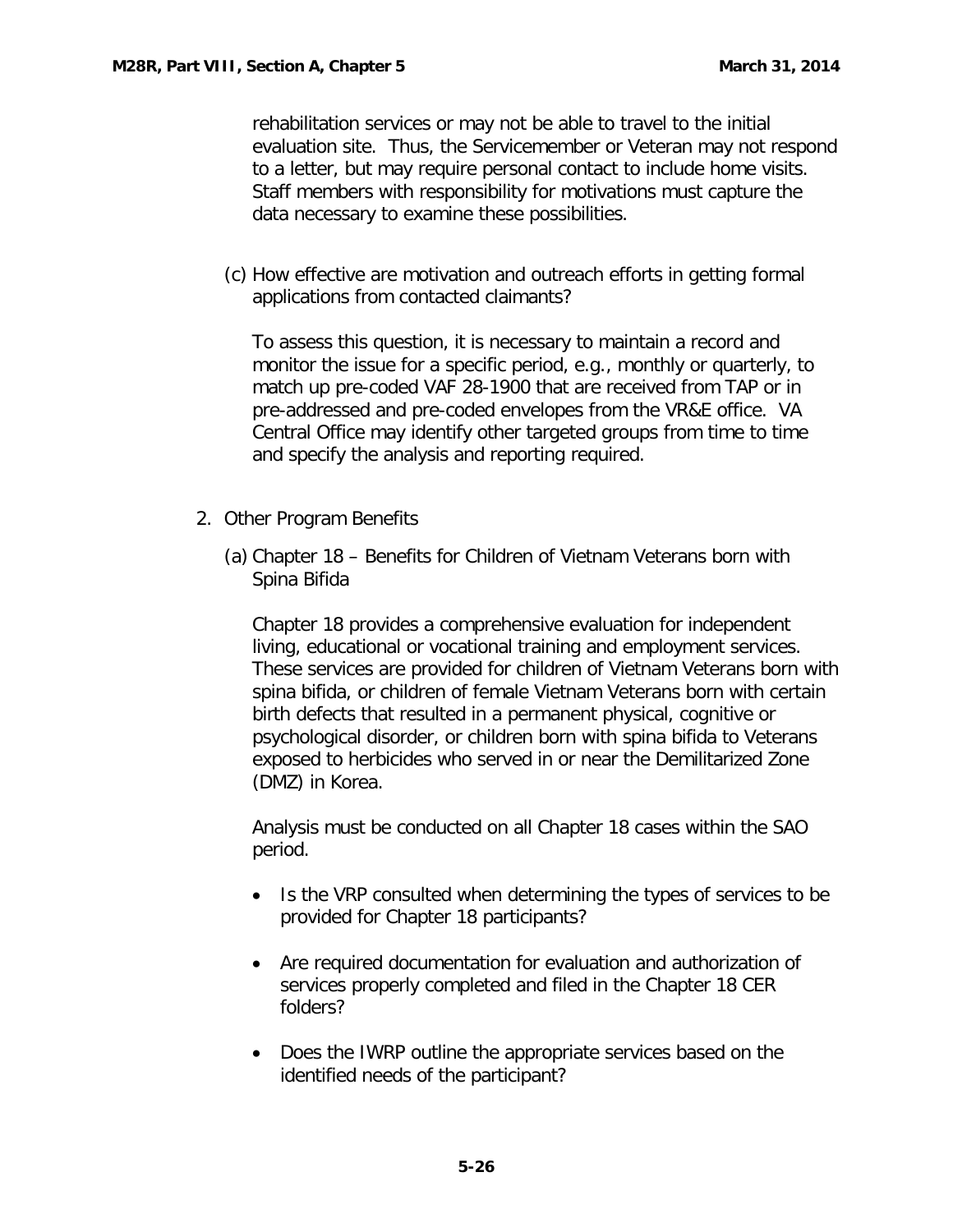rehabilitation services or may not be able to travel to the initial evaluation site. Thus, the Servicemember or Veteran may not respond to a letter, but may require personal contact to include home visits. Staff members with responsibility for motivations must capture the data necessary to examine these possibilities.

(c) How effective are motivation and outreach efforts in getting formal applications from contacted claimants?

To assess this question, it is necessary to maintain a record and monitor the issue for a specific period, e.g., monthly or quarterly, to match up pre-coded VAF 28-1900 that are received from TAP or in pre-addressed and pre-coded envelopes from the VR&E office. VA Central Office may identify other targeted groups from time to time and specify the analysis and reporting required.

2. Other Program Benefits

   (a) Chapter 18 – Benefits for Children of Vietnam Veterans born with Spina Bifida

   Chapter 18 provides a comprehensive evaluation for independent living, educational or vocational training and employment services. These services are provided for children of Vietnam Veterans born with spina bifida, or children of female Vietnam Veterans born with certain birth defects that resulted in a permanent physical, cognitive or psychological disorder, or children born with spina bifida to Veterans exposed to herbicides who served in or near the Demilitarized Zone (DMZ) in Korea.

   Analysis must be conducted on all Chapter 18 cases within the SAO period.

   - Is the VRP consulted when determining the types of services to be provided for Chapter 18 participants?
   - Are required documentation for evaluation and authorization of services properly completed and filed in the Chapter 18 CER folders?
   - Does the IWRP outline the appropriate services based on the identified needs of the participant?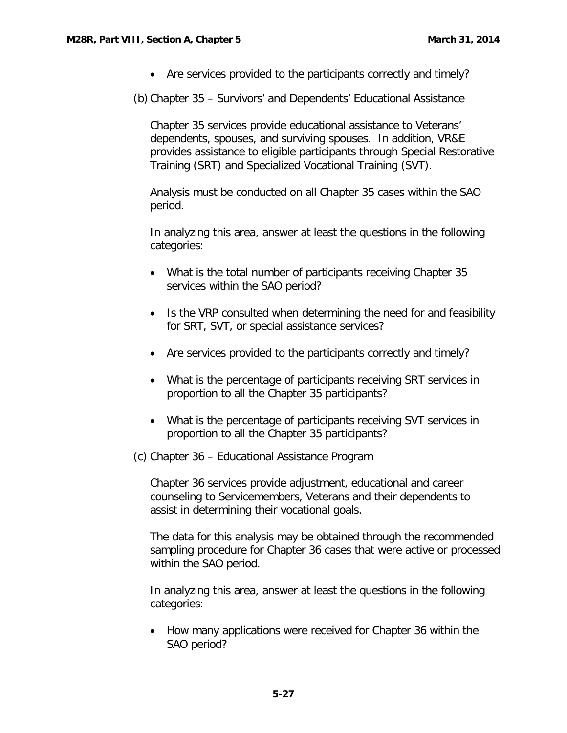- Are services provided to the participants correctly and timely?

(b) Chapter 35 – Survivors' and Dependents' Educational Assistance

Chapter 35 services provide educational assistance to Veterans' dependents, spouses, and surviving spouses. In addition, VR&E provides assistance to eligible participants through Special Restorative Training (SRT) and Specialized Vocational Training (SVT).

Analysis must be conducted on all Chapter 35 cases within the SAO period.

In analyzing this area, answer at least the questions in the following categories:

- What is the total number of participants receiving Chapter 35 services within the SAO period?
- Is the VRP consulted when determining the need for and feasibility for SRT, SVT, or special assistance services?
- Are services provided to the participants correctly and timely?
- What is the percentage of participants receiving SRT services in proportion to all the Chapter 35 participants?
- What is the percentage of participants receiving SVT services in proportion to all the Chapter 35 participants?

(c) Chapter 36 – Educational Assistance Program

Chapter 36 services provide adjustment, educational and career counseling to Servicemembers, Veterans and their dependents to assist in determining their vocational goals.

The data for this analysis may be obtained through the recommended sampling procedure for Chapter 36 cases that were active or processed within the SAO period.

In analyzing this area, answer at least the questions in the following categories:

- How many applications were received for Chapter 36 within the SAO period?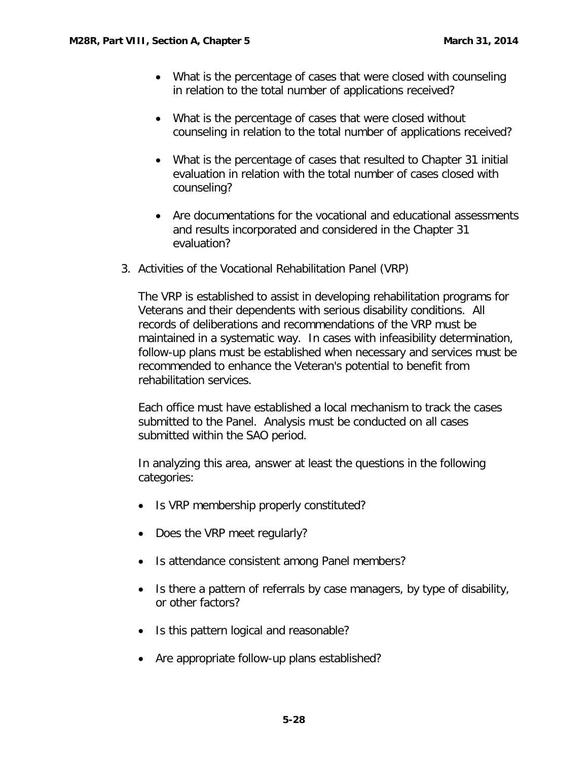- What is the percentage of cases that were closed with counseling in relation to the total number of applications received?

- What is the percentage of cases that were closed without counseling in relation to the total number of applications received?

- What is the percentage of cases that resulted to Chapter 31 initial evaluation in relation with the total number of cases closed with counseling?

- Are documentations for the vocational and educational assessments and results incorporated and considered in the Chapter 31 evaluation?

3. Activities of the Vocational Rehabilitation Panel (VRP)

   The VRP is established to assist in developing rehabilitation programs for Veterans and their dependents with serious disability conditions. All records of deliberations and recommendations of the VRP must be maintained in a systematic way. In cases with infeasibility determination, follow-up plans must be established when necessary and services must be recommended to enhance the Veteran's potential to benefit from rehabilitation services.

   Each office must have established a local mechanism to track the cases submitted to the Panel. Analysis must be conducted on all cases submitted within the SAO period.

   In analyzing this area, answer at least the questions in the following categories:

   - Is VRP membership properly constituted?

   - Does the VRP meet regularly?

   - Is attendance consistent among Panel members?

   - Is there a pattern of referrals by case managers, by type of disability, or other factors?

   - Is this pattern logical and reasonable?

   - Are appropriate follow-up plans established?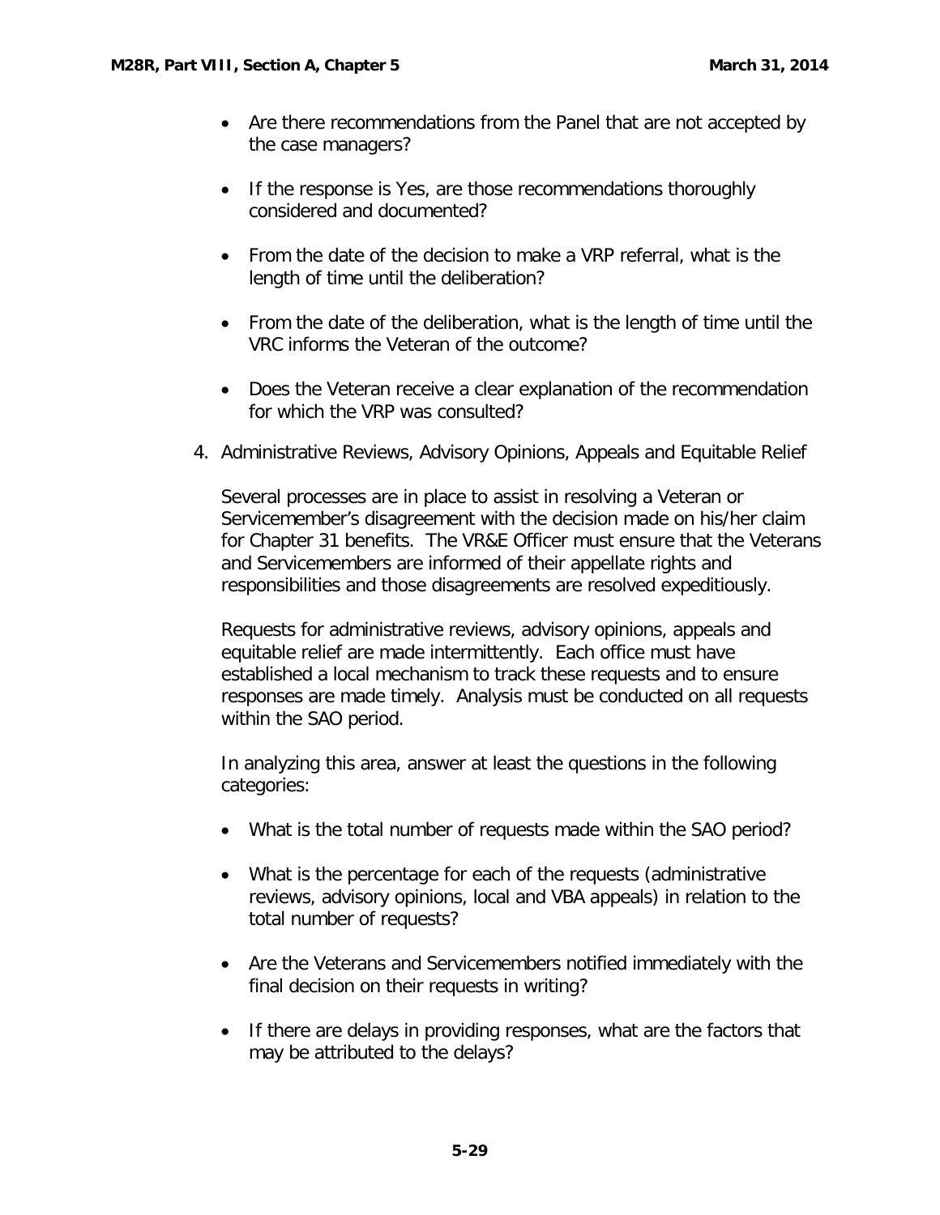- Are there recommendations from the Panel that are not accepted by the case managers?

- If the response is Yes, are those recommendations thoroughly considered and documented?

- From the date of the decision to make a VRP referral, what is the length of time until the deliberation?

- From the date of the deliberation, what is the length of time until the VRC informs the Veteran of the outcome?

- Does the Veteran receive a clear explanation of the recommendation for which the VRP was consulted?

4. Administrative Reviews, Advisory Opinions, Appeals and Equitable Relief

   Several processes are in place to assist in resolving a Veteran or Servicemember's disagreement with the decision made on his/her claim for Chapter 31 benefits. The VR&E Officer must ensure that the Veterans and Servicemembers are informed of their appellate rights and responsibilities and those disagreements are resolved expeditiously.

   Requests for administrative reviews, advisory opinions, appeals and equitable relief are made intermittently. Each office must have established a local mechanism to track these requests and to ensure responses are made timely. Analysis must be conducted on all requests within the SAO period.

   In analyzing this area, answer at least the questions in the following categories:

   - What is the total number of requests made within the SAO period?

   - What is the percentage for each of the requests (administrative reviews, advisory opinions, local and VBA appeals) in relation to the total number of requests?

   - Are the Veterans and Servicemembers notified immediately with the final decision on their requests in writing?

   - If there are delays in providing responses, what are the factors that may be attributed to the delays?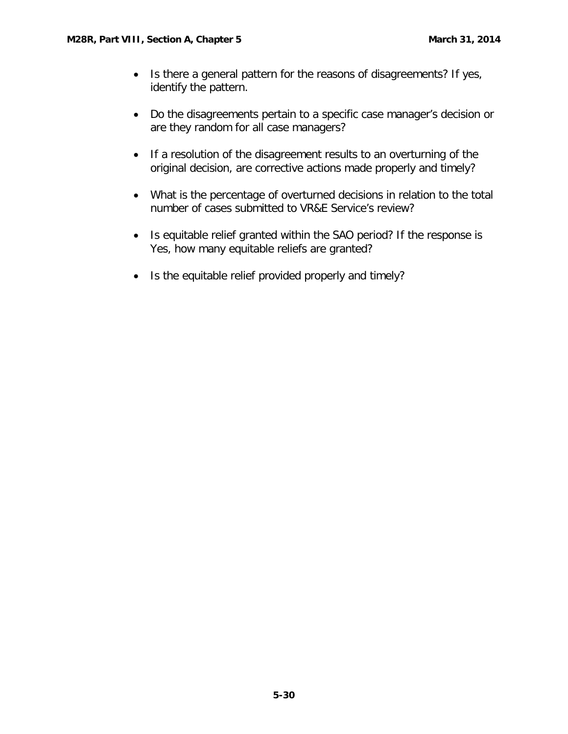- Is there a general pattern for the reasons of disagreements? If yes, identify the pattern.
- Do the disagreements pertain to a specific case manager's decision or are they random for all case managers?
- If a resolution of the disagreement results to an overturning of the original decision, are corrective actions made properly and timely?
- What is the percentage of overturned decisions in relation to the total number of cases submitted to VR&E Service's review?
- Is equitable relief granted within the SAO period? If the response is Yes, how many equitable reliefs are granted?
- Is the equitable relief provided properly and timely?